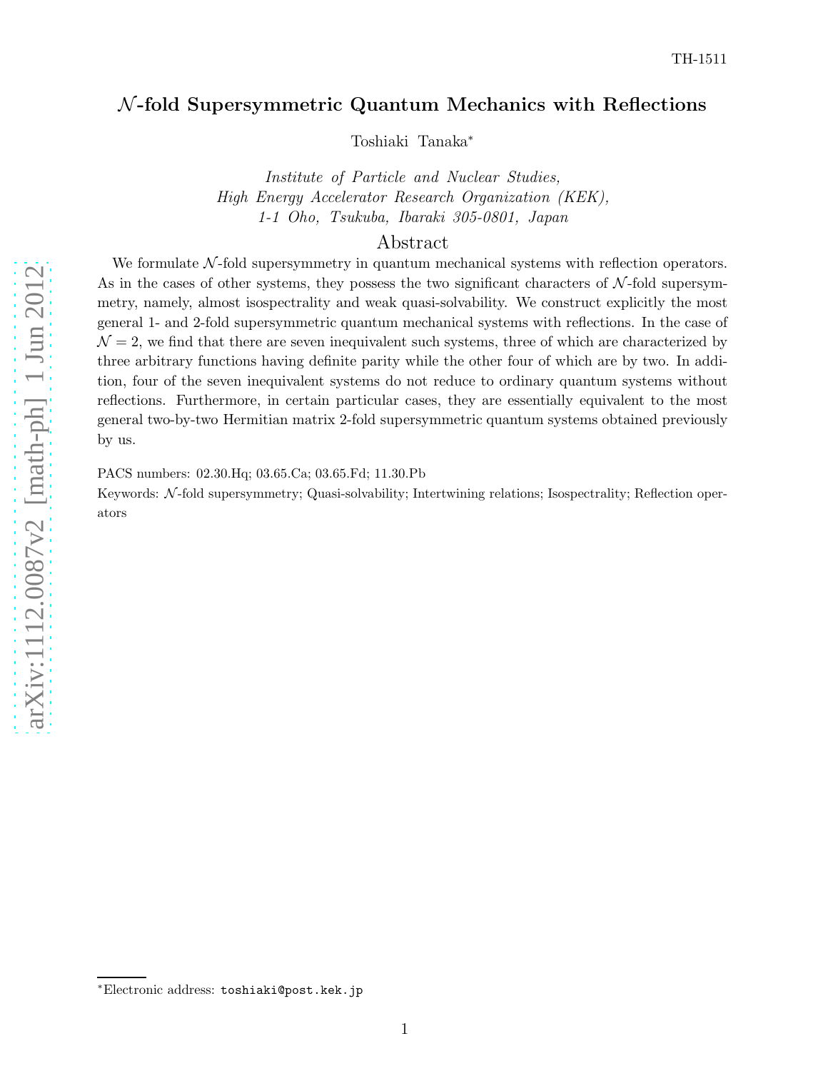TH-1511

# $\mathcal{N}$-fold Supersymmetric Quantum Mechanics with Reflections

Toshiaki Tanaka[*]

*Institute of Particle and Nuclear Studies,*
*High Energy Accelerator Research Organization (KEK),*
*1-1 Oho, Tsukuba, Ibaraki 305-0801, Japan*

## Abstract

We formulate $\mathcal{N}$-fold supersymmetry in quantum mechanical systems with reflection operators. As in the cases of other systems, they possess the two significant characters of $\mathcal{N}$-fold supersymmetry, namely, almost isospectrality and weak quasi-solvability. We construct explicitly the most general 1- and 2-fold supersymmetric quantum mechanical systems with reflections. In the case of $\mathcal{N} = 2$, we find that there are seven inequivalent such systems, three of which are characterized by three arbitrary functions having definite parity while the other four of which are by two. In addition, four of the seven inequivalent systems do not reduce to ordinary quantum systems without reflections. Furthermore, in certain particular cases, they are essentially equivalent to the most general two-by-two Hermitian matrix 2-fold supersymmetric quantum systems obtained previously by us.

PACS numbers: 02.30.Hq; 03.65.Ca; 03.65.Fd; 11.30.Pb

Keywords: $\mathcal{N}$-fold supersymmetry; Quasi-solvability; Intertwining relations; Isospectrality; Reflection operators

[*]Electronic address: toshiaki@post.kek.jp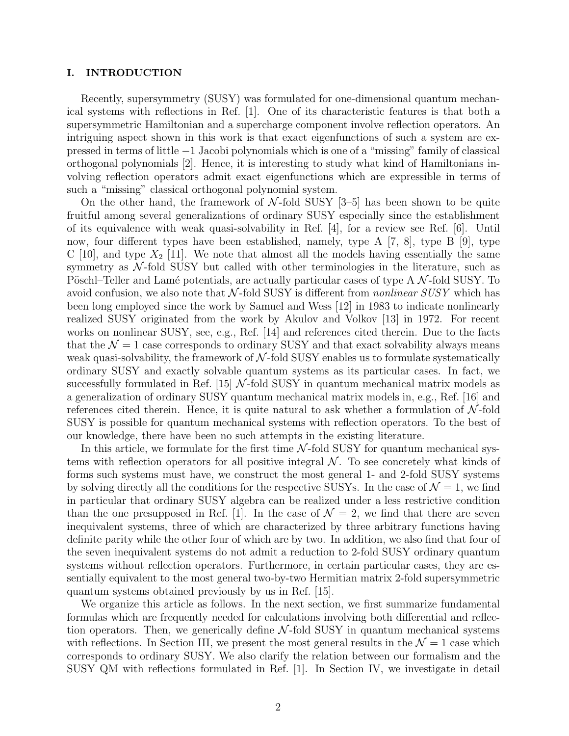## I. INTRODUCTION

Recently, supersymmetry (SUSY) was formulated for one-dimensional quantum mechanical systems with reflections in Ref. [1]. One of its characteristic features is that both a supersymmetric Hamiltonian and a supercharge component involve reflection operators. An intriguing aspect shown in this work is that exact eigenfunctions of such a system are expressed in terms of little $-1$ Jacobi polynomials which is one of a "missing" family of classical orthogonal polynomials [2]. Hence, it is interesting to study what kind of Hamiltonians involving reflection operators admit exact eigenfunctions which are expressible in terms of such a "missing" classical orthogonal polynomial system.

On the other hand, the framework of $\mathcal{N}$-fold SUSY [3–5] has been shown to be quite fruitful among several generalizations of ordinary SUSY especially since the establishment of its equivalence with weak quasi-solvability in Ref. [4], for a review see Ref. [6]. Until now, four different types have been established, namely, type A [7, 8], type B [9], type C [10], and type $X_2$ [11]. We note that almost all the models having essentially the same symmetry as $\mathcal{N}$-fold SUSY but called with other terminologies in the literature, such as Pöschl–Teller and Lamé potentials, are actually particular cases of type A $\mathcal{N}$-fold SUSY. To avoid confusion, we also note that $\mathcal{N}$-fold SUSY is different from *nonlinear SUSY* which has been long employed since the work by Samuel and Wess [12] in 1983 to indicate nonlinearly realized SUSY originated from the work by Akulov and Volkov [13] in 1972. For recent works on nonlinear SUSY, see, e.g., Ref. [14] and references cited therein. Due to the facts that the $\mathcal{N} = 1$ case corresponds to ordinary SUSY and that exact solvability always means weak quasi-solvability, the framework of $\mathcal{N}$-fold SUSY enables us to formulate systematically ordinary SUSY and exactly solvable quantum systems as its particular cases. In fact, we successfully formulated in Ref. [15] $\mathcal{N}$-fold SUSY in quantum mechanical matrix models as a generalization of ordinary SUSY quantum mechanical matrix models in, e.g., Ref. [16] and references cited therein. Hence, it is quite natural to ask whether a formulation of $\mathcal{N}$-fold SUSY is possible for quantum mechanical systems with reflection operators. To the best of our knowledge, there have been no such attempts in the existing literature.

In this article, we formulate for the first time $\mathcal{N}$-fold SUSY for quantum mechanical systems with reflection operators for all positive integral $\mathcal{N}$. To see concretely what kinds of forms such systems must have, we construct the most general 1- and 2-fold SUSY systems by solving directly all the conditions for the respective SUSYs. In the case of $\mathcal{N} = 1$, we find in particular that ordinary SUSY algebra can be realized under a less restrictive condition than the one presupposed in Ref. [1]. In the case of $\mathcal{N} = 2$, we find that there are seven inequivalent systems, three of which are characterized by three arbitrary functions having definite parity while the other four of which are by two. In addition, we also find that four of the seven inequivalent systems do not admit a reduction to 2-fold SUSY ordinary quantum systems without reflection operators. Furthermore, in certain particular cases, they are essentially equivalent to the most general two-by-two Hermitian matrix 2-fold supersymmetric quantum systems obtained previously by us in Ref. [15].

We organize this article as follows. In the next section, we first summarize fundamental formulas which are frequently needed for calculations involving both differential and reflection operators. Then, we generically define $\mathcal{N}$-fold SUSY in quantum mechanical systems with reflections. In Section III, we present the most general results in the $\mathcal{N} = 1$ case which corresponds to ordinary SUSY. We also clarify the relation between our formalism and the SUSY QM with reflections formulated in Ref. [1]. In Section IV, we investigate in detail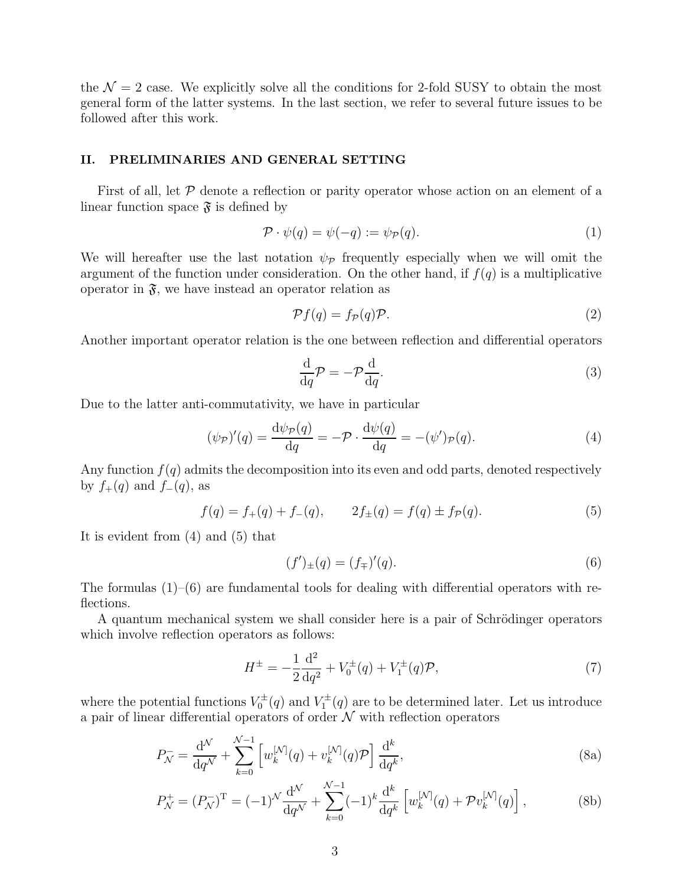the $\mathcal{N} = 2$ case. We explicitly solve all the conditions for 2-fold SUSY to obtain the most general form of the latter systems. In the last section, we refer to several future issues to be followed after this work.

## II. PRELIMINARIES AND GENERAL SETTING

First of all, let $\mathcal{P}$ denote a reflection or parity operator whose action on an element of a linear function space $\mathfrak{F}$ is defined by

$$\mathcal{P} \cdot \psi(q) = \psi(-q) := \psi_{\mathcal{P}}(q). \tag{1}$$

We will hereafter use the last notation $\psi_{\mathcal{P}}$ frequently especially when we will omit the argument of the function under consideration. On the other hand, if $f(q)$ is a multiplicative operator in $\mathfrak{F}$, we have instead an operator relation as

$$\mathcal{P} f(q) = f_{\mathcal{P}}(q) \mathcal{P}. \tag{2}$$

Another important operator relation is the one between reflection and differential operators

$$\frac{\mathrm{d}}{\mathrm{d}q} \mathcal{P} = -\mathcal{P} \frac{\mathrm{d}}{\mathrm{d}q}. \tag{3}$$

Due to the latter anti-commutativity, we have in particular

$$(\psi_{\mathcal{P}})'(q) = \frac{\mathrm{d}\psi_{\mathcal{P}}(q)}{\mathrm{d}q} = -\mathcal{P} \cdot \frac{\mathrm{d}\psi(q)}{\mathrm{d}q} = -(\psi')_{\mathcal{P}}(q). \tag{4}$$

Any function $f(q)$ admits the decomposition into its even and odd parts, denoted respectively by $f_+(q)$ and $f_-(q)$, as

$$f(q) = f_+(q) + f_-(q), \qquad 2f_{\pm}(q) = f(q) \pm f_{\mathcal{P}}(q). \tag{5}$$

It is evident from (4) and (5) that

$$(f')_{\pm}(q) = (f_{\mp})'(q). \tag{6}$$

The formulas (1)–(6) are fundamental tools for dealing with differential operators with reflections.

A quantum mechanical system we shall consider here is a pair of Schrödinger operators which involve reflection operators as follows:

$$H^{\pm} = -\frac{1}{2} \frac{\mathrm{d}^2}{\mathrm{d}q^2} + V_0^{\pm}(q) + V_1^{\pm}(q) \mathcal{P}, \tag{7}$$

where the potential functions $V_0^{\pm}(q)$ and $V_1^{\pm}(q)$ are to be determined later. Let us introduce a pair of linear differential operators of order $\mathcal{N}$ with reflection operators

$$P_{\mathcal{N}}^{-} = \frac{\mathrm{d}^{\mathcal{N}}}{\mathrm{d}q^{\mathcal{N}}} + \sum_{k=0}^{\mathcal{N}-1} \left[ w_k^{[\mathcal{N}]}(q) + v_k^{[\mathcal{N}]}(q) \mathcal{P} \right] \frac{\mathrm{d}^k}{\mathrm{d}q^k}, \tag{8a}$$

$$P_{\mathcal{N}}^{+} = (P_{\mathcal{N}}^{-})^{\mathrm{T}} = (-1)^{\mathcal{N}} \frac{\mathrm{d}^{\mathcal{N}}}{\mathrm{d}q^{\mathcal{N}}} + \sum_{k=0}^{\mathcal{N}-1} (-1)^k \frac{\mathrm{d}^k}{\mathrm{d}q^k} \left[ w_k^{[\mathcal{N}]}(q) + \mathcal{P} v_k^{[\mathcal{N}]}(q) \right], \tag{8b}$$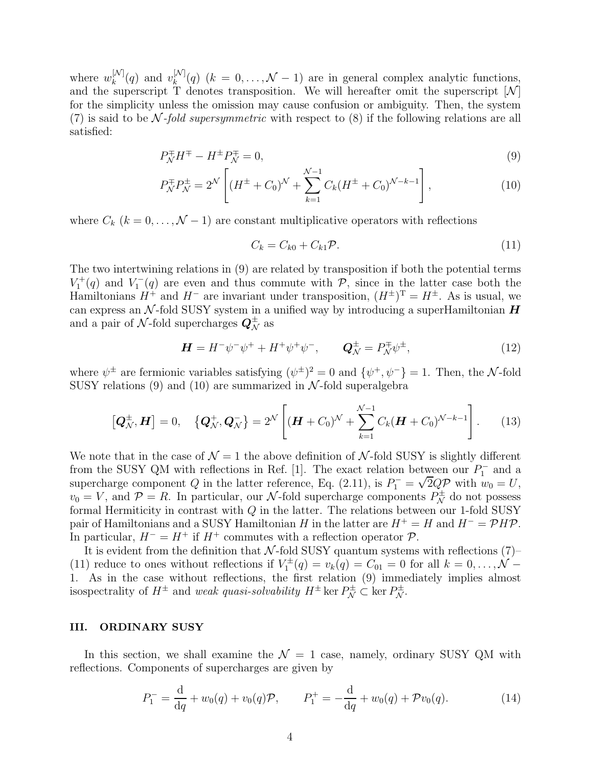where $w_k^{[\mathcal{N}]}(q)$ and $v_k^{[\mathcal{N}]}(q)$ $(k = 0, \dots, \mathcal{N} - 1)$ are in general complex analytic functions, and the superscript T denotes transposition. We will hereafter omit the superscript $[\mathcal{N}]$ for the simplicity unless the omission may cause confusion or ambiguity. Then, the system (7) is said to be *$\mathcal{N}$-fold supersymmetric* with respect to (8) if the following relations are all satisfied:

$$P_{\mathcal{N}}^{\mp} H^{\mp} - H^{\pm} P_{\mathcal{N}}^{\mp} = 0, \tag{9}$$

$$P_{\mathcal{N}}^{\mp} P_{\mathcal{N}}^{\pm} = 2^{\mathcal{N}} \left[ (H^{\pm} + C_0)^{\mathcal{N}} + \sum_{k=1}^{\mathcal{N}-1} C_k (H^{\pm} + C_0)^{\mathcal{N}-k-1} \right], \tag{10}$$

where $C_k$ $(k = 0, \dots, \mathcal{N} - 1)$ are constant multiplicative operators with reflections

$$C_k = C_{k0} + C_{k1} \mathcal{P}. \tag{11}$$

The two intertwining relations in (9) are related by transposition if both the potential terms $V_1^+(q)$ and $V_1^-(q)$ are even and thus commute with $\mathcal{P}$, since in the latter case both the Hamiltonians $H^+$ and $H^-$ are invariant under transposition, $(H^{\pm})^{\mathrm{T}} = H^{\pm}$. As is usual, we can express an $\mathcal{N}$-fold SUSY system in a unified way by introducing a superHamiltonian $\boldsymbol{H}$ and a pair of $\mathcal{N}$-fold supercharges $\boldsymbol{Q}_{\mathcal{N}}^{\pm}$ as

$$\boldsymbol{H} = H^- \psi^- \psi^+ + H^+ \psi^+ \psi^-, \qquad \boldsymbol{Q}_{\mathcal{N}}^{\pm} = P_{\mathcal{N}}^{\mp} \psi^{\pm}, \tag{12}$$

where $\psi^{\pm}$ are fermionic variables satisfying $(\psi^{\pm})^2 = 0$ and $\{\psi^+, \psi^-\} = 1$. Then, the $\mathcal{N}$-fold SUSY relations (9) and (10) are summarized in $\mathcal{N}$-fold superalgebra

$$\left[ \boldsymbol{Q}_{\mathcal{N}}^{\pm}, \boldsymbol{H} \right] = 0, \quad \left\{ \boldsymbol{Q}_{\mathcal{N}}^{+}, \boldsymbol{Q}_{\mathcal{N}}^{-} \right\} = 2^{\mathcal{N}} \left[ (\boldsymbol{H} + C_0)^{\mathcal{N}} + \sum_{k=1}^{\mathcal{N}-1} C_k (\boldsymbol{H} + C_0)^{\mathcal{N}-k-1} \right]. \tag{13}$$

We note that in the case of $\mathcal{N} = 1$ the above definition of $\mathcal{N}$-fold SUSY is slightly different from the SUSY QM with reflections in Ref. [1]. The exact relation between our $P_1^-$ and a supercharge component $Q$ in the latter reference, Eq. (2.11), is $P_1^- = \sqrt{2} Q \mathcal{P}$ with $w_0 = U$, $v_0 = V$, and $\mathcal{P} = R$. In particular, our $\mathcal{N}$-fold supercharge components $P_{\mathcal{N}}^{\pm}$ do not possess formal Hermiticity in contrast with $Q$ in the latter. The relations between our 1-fold SUSY pair of Hamiltonians and a SUSY Hamiltonian $H$ in the latter are $H^+ = H$ and $H^- = \mathcal{P} H \mathcal{P}$. In particular, $H^- = H^+$ if $H^+$ commutes with a reflection operator $\mathcal{P}$.

It is evident from the definition that $\mathcal{N}$-fold SUSY quantum systems with reflections (7)–(11) reduce to ones without reflections if $V_1^{\pm}(q) = v_k(q) = C_{01} = 0$ for all $k = 0, \dots, \mathcal{N} - 1$. As in the case without reflections, the first relation (9) immediately implies almost isospectrality of $H^{\pm}$ and *weak quasi-solvability* $H^{\pm} \ker P_{\mathcal{N}}^{\pm} \subset \ker P_{\mathcal{N}}^{\pm}$.

## III. ORDINARY SUSY

In this section, we shall examine the $\mathcal{N} = 1$ case, namely, ordinary SUSY QM with reflections. Components of supercharges are given by

$$P_1^- = \frac{\mathrm{d}}{\mathrm{d}q} + w_0(q) + v_0(q) \mathcal{P}, \qquad P_1^+ = -\frac{\mathrm{d}}{\mathrm{d}q} + w_0(q) + \mathcal{P} v_0(q). \tag{14}$$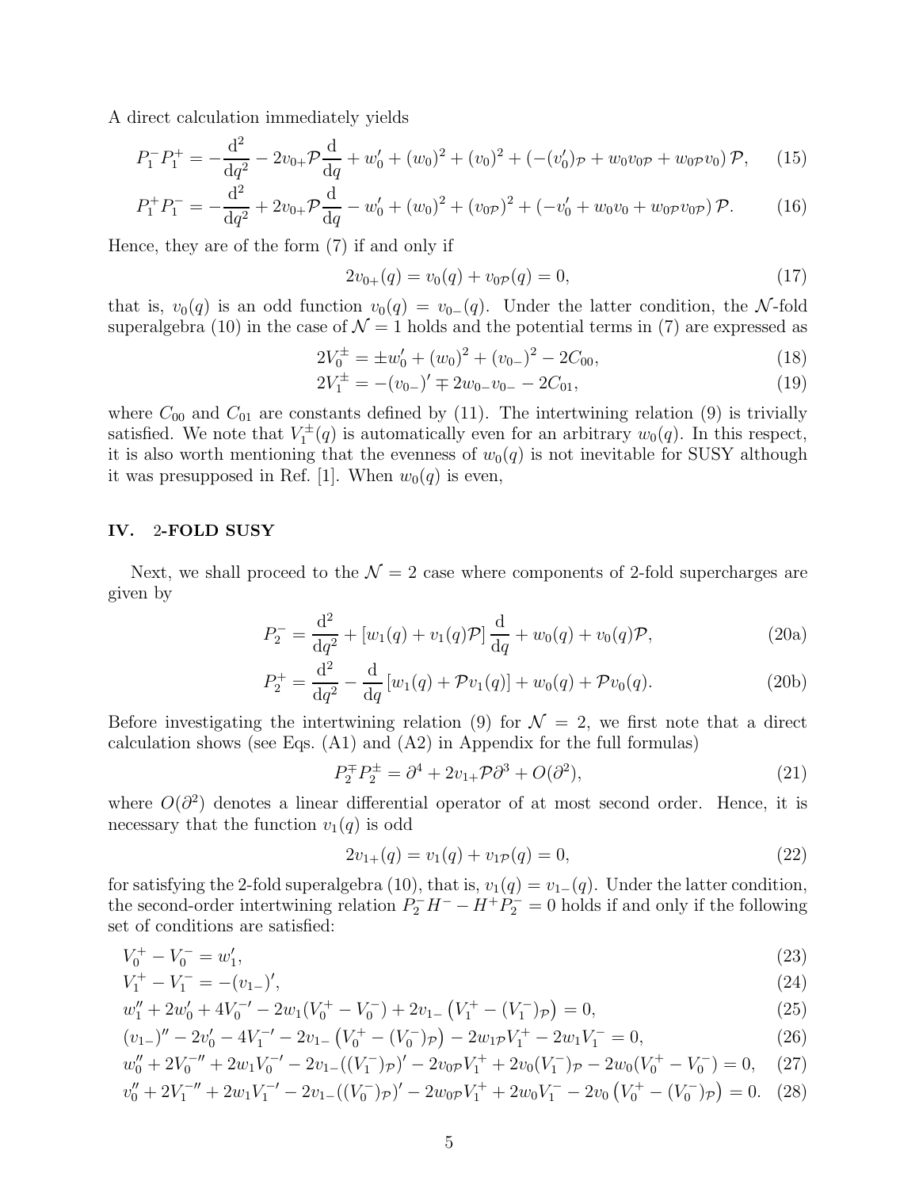A direct calculation immediately yields

$$P_1^- P_1^+ = -\frac{\mathrm{d}^2}{\mathrm{d}q^2} - 2v_{0+}\mathcal{P}\frac{\mathrm{d}}{\mathrm{d}q} + w_0' + (w_0)^2 + (v_0)^2 + (-(v_0')_{\mathcal{P}} + w_0 v_{0\mathcal{P}} + w_{0\mathcal{P}} v_0)\,\mathcal{P}, \tag{15}$$

$$P_1^+ P_1^- = -\frac{\mathrm{d}^2}{\mathrm{d}q^2} + 2v_{0+}\mathcal{P}\frac{\mathrm{d}}{\mathrm{d}q} - w_0' + (w_0)^2 + (v_{0\mathcal{P}})^2 + (-v_0' + w_0 v_0 + w_{0\mathcal{P}} v_{0\mathcal{P}})\,\mathcal{P}. \tag{16}$$

Hence, they are of the form (7) if and only if

$$2v_{0+}(q) = v_0(q) + v_{0\mathcal{P}}(q) = 0, \tag{17}$$

that is, $v_0(q)$ is an odd function $v_0(q) = v_{0-}(q)$. Under the latter condition, the $\mathcal{N}$-fold superalgebra (10) in the case of $\mathcal{N} = 1$ holds and the potential terms in (7) are expressed as

$$2V_0^{\pm} = \pm w_0' + (w_0)^2 + (v_{0-})^2 - 2C_{00}, \tag{18}$$

$$2V_1^{\pm} = -(v_{0-})' \mp 2w_{0-}v_{0-} - 2C_{01}, \tag{19}$$

where $C_{00}$ and $C_{01}$ are constants defined by (11). The intertwining relation (9) is trivially satisfied. We note that $V_1^{\pm}(q)$ is automatically even for an arbitrary $w_0(q)$. In this respect, it is also worth mentioning that the evenness of $w_0(q)$ is not inevitable for SUSY although it was presupposed in Ref. [1]. When $w_0(q)$ is even,

## IV. 2-FOLD SUSY

Next, we shall proceed to the $\mathcal{N} = 2$ case where components of 2-fold supercharges are given by

$$P_2^- = \frac{\mathrm{d}^2}{\mathrm{d}q^2} + [w_1(q) + v_1(q)\mathcal{P}]\frac{\mathrm{d}}{\mathrm{d}q} + w_0(q) + v_0(q)\mathcal{P}, \tag{20a}$$

$$P_2^+ = \frac{\mathrm{d}^2}{\mathrm{d}q^2} - \frac{\mathrm{d}}{\mathrm{d}q}[w_1(q) + \mathcal{P}v_1(q)] + w_0(q) + \mathcal{P}v_0(q). \tag{20b}$$

Before investigating the intertwining relation (9) for $\mathcal{N} = 2$, we first note that a direct calculation shows (see Eqs. (A1) and (A2) in Appendix for the full formulas)

$$P_2^{\mp} P_2^{\pm} = \partial^4 + 2v_{1+}\mathcal{P}\partial^3 + O(\partial^2), \tag{21}$$

where $O(\partial^2)$ denotes a linear differential operator of at most second order. Hence, it is necessary that the function $v_1(q)$ is odd

$$2v_{1+}(q) = v_1(q) + v_{1\mathcal{P}}(q) = 0, \tag{22}$$

for satisfying the 2-fold superalgebra (10), that is, $v_1(q) = v_{1-}(q)$. Under the latter condition, the second-order intertwining relation $P_2^- H^- - H^+ P_2^- = 0$ holds if and only if the following set of conditions are satisfied:

$$V_0^+ - V_0^- = w_1', \tag{23}$$

$$V_1^+ - V_1^- = -(v_{1-})', \tag{24}$$

$$w_1'' + 2w_0' + 4V_0^{-\prime} - 2w_1(V_0^+ - V_0^-) + 2v_{1-}\left(V_1^+ - (V_1^-)_{\mathcal{P}}\right) = 0, \tag{25}$$

$$(v_{1-})'' - 2v_0' - 4V_1^{-\prime} - 2v_{1-}\left(V_0^+ - (V_0^-)_{\mathcal{P}}\right) - 2w_{1\mathcal{P}}V_1^+ - 2w_1 V_1^- = 0, \tag{26}$$

$$w_0'' + 2V_0^{-\prime\prime} + 2w_1 V_0^{-\prime} - 2v_{1-}((V_1^-)_{\mathcal{P}})' - 2v_{0\mathcal{P}}V_1^+ + 2v_0(V_1^-)_{\mathcal{P}} - 2w_0(V_0^+ - V_0^-) = 0, \tag{27}$$

$$v_0'' + 2V_1^{-\prime\prime} + 2w_1 V_1^{-\prime} - 2v_{1-}((V_0^-)_{\mathcal{P}})' - 2w_{0\mathcal{P}}V_1^+ + 2w_0 V_1^- - 2v_0\left(V_0^+ - (V_0^-)_{\mathcal{P}}\right) = 0. \tag{28}$$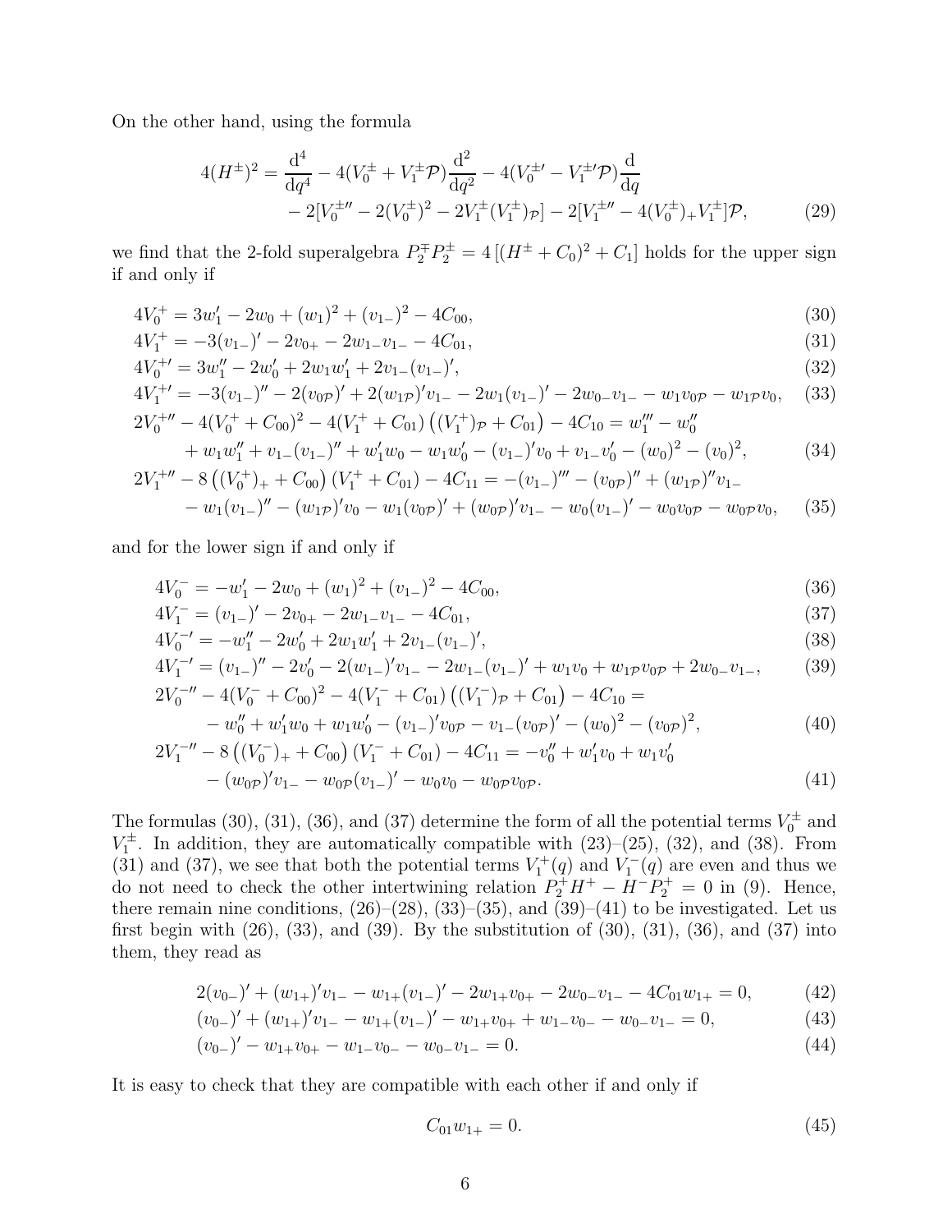On the other hand, using the formula

$$
\begin{aligned}
4(H^{\pm})^2 = \frac{\mathrm{d}^4}{\mathrm{d}q^4} - 4(V_0^{\pm} + V_1^{\pm}\mathcal{P})\frac{\mathrm{d}^2}{\mathrm{d}q^2} - 4(V_0^{\pm\prime} - V_1^{\pm\prime}\mathcal{P})\frac{\mathrm{d}}{\mathrm{d}q} \\
- 2[V_0^{\pm\prime\prime} - 2(V_0^{\pm})^2 - 2V_1^{\pm}(V_1^{\pm})_{\mathcal{P}}] - 2[V_1^{\pm\prime\prime} - 4(V_0^{\pm})_{+}V_1^{\pm}]\mathcal{P},
\end{aligned}
\tag{29}
$$

we find that the 2-fold superalgebra $P_2^{\mp}P_2^{\pm} = 4\left[(H^{\pm} + C_0)^2 + C_1\right]$ holds for the upper sign if and only if

$$4V_0^{+} = 3w_1' - 2w_0 + (w_1)^2 + (v_{1-})^2 - 4C_{00}, \tag{30}$$

$$4V_1^{+} = -3(v_{1-})' - 2v_{0+} - 2w_{1-}v_{1-} - 4C_{01}, \tag{31}$$

$$4V_0^{+\prime} = 3w_1'' - 2w_0' + 2w_1w_1' + 2v_{1-}(v_{1-})', \tag{32}$$

$$4V_1^{+\prime} = -3(v_{1-})'' - 2(v_{0\mathcal{P}})' + 2(w_{1\mathcal{P}})'v_{1-} - 2w_1(v_{1-})' - 2w_{0-}v_{1-} - w_1v_{0\mathcal{P}} - w_{1\mathcal{P}}v_0, \tag{33}$$

$$
\begin{aligned}
2V_0^{+\prime\prime} - 4(V_0^{+} + C_{00})^2 - 4(V_1^{+} + C_{01})\left((V_1^{+})_{\mathcal{P}} + C_{01}\right) - 4C_{10} = w_1''' - w_0'' \\
+ w_1w_1'' + v_{1-}(v_{1-})'' + w_1'w_0 - w_1w_0' - (v_{1-})'v_0 + v_{1-}v_0' - (w_0)^2 - (v_0)^2,
\end{aligned}
\tag{34}
$$

$$
\begin{aligned}
2V_1^{+\prime\prime} - 8\left((V_0^{+})_{+} + C_{00}\right)(V_1^{+} + C_{01}) - 4C_{11} = -(v_{1-})''' - (v_{0\mathcal{P}})'' + (w_{1\mathcal{P}})''v_{1-} \\
- w_1(v_{1-})'' - (w_{1\mathcal{P}})'v_0 - w_1(v_{0\mathcal{P}})' + (w_{0\mathcal{P}})'v_{1-} - w_0(v_{1-})' - w_0v_{0\mathcal{P}} - w_{0\mathcal{P}}v_0,
\end{aligned}
\tag{35}
$$

and for the lower sign if and only if

$$4V_0^{-} = -w_1' - 2w_0 + (w_1)^2 + (v_{1-})^2 - 4C_{00}, \tag{36}$$

$$4V_1^{-} = (v_{1-})' - 2v_{0+} - 2w_{1-}v_{1-} - 4C_{01}, \tag{37}$$

$$4V_0^{-\prime} = -w_1'' - 2w_0' + 2w_1w_1' + 2v_{1-}(v_{1-})', \tag{38}$$

$$4V_1^{-\prime} = (v_{1-})'' - 2v_0' - 2(w_{1-})'v_{1-} - 2w_{1-}(v_{1-})' + w_1v_0 + w_{1\mathcal{P}}v_{0\mathcal{P}} + 2w_{0-}v_{1-}, \tag{39}$$

$$
\begin{aligned}
2V_0^{-\prime\prime} - 4(V_0^{-} + C_{00})^2 - 4(V_1^{-} + C_{01})\left((V_1^{-})_{\mathcal{P}} + C_{01}\right) - 4C_{10} = \\
- w_0'' + w_1'w_0 + w_1w_0' - (v_{1-})'v_{0\mathcal{P}} - v_{1-}(v_{0\mathcal{P}})' - (w_0)^2 - (v_{0\mathcal{P}})^2,
\end{aligned}
\tag{40}
$$

$$
\begin{aligned}
2V_1^{-\prime\prime} - 8\left((V_0^{-})_{+} + C_{00}\right)(V_1^{-} + C_{01}) - 4C_{11} = -v_0'' + w_1'v_0 + w_1v_0' \\
- (w_{0\mathcal{P}})'v_{1-} - w_{0\mathcal{P}}(v_{1-})' - w_0v_0 - w_{0\mathcal{P}}v_{0\mathcal{P}}.
\end{aligned}
\tag{41}
$$

The formulas (30), (31), (36), and (37) determine the form of all the potential terms $V_0^{\pm}$ and $V_1^{\pm}$. In addition, they are automatically compatible with (23)–(25), (32), and (38). From (31) and (37), we see that both the potential terms $V_1^{+}(q)$ and $V_1^{-}(q)$ are even and thus we do not need to check the other intertwining relation $P_2^{+}H^{+} - H^{-}P_2^{+} = 0$ in (9). Hence, there remain nine conditions, (26)–(28), (33)–(35), and (39)–(41) to be investigated. Let us first begin with (26), (33), and (39). By the substitution of (30), (31), (36), and (37) into them, they read as

$$2(v_{0-})' + (w_{1+})'v_{1-} - w_{1+}(v_{1-})' - 2w_{1+}v_{0+} - 2w_{0-}v_{1-} - 4C_{01}w_{1+} = 0, \tag{42}$$

$$(v_{0-})' + (w_{1+})'v_{1-} - w_{1+}(v_{1-})' - w_{1+}v_{0+} + w_{1-}v_{0-} - w_{0-}v_{1-} = 0, \tag{43}$$

$$(v_{0-})' - w_{1+}v_{0+} - w_{1-}v_{0-} - w_{0-}v_{1-} = 0. \tag{44}$$

It is easy to check that they are compatible with each other if and only if

$$C_{01}w_{1+} = 0. \tag{45}$$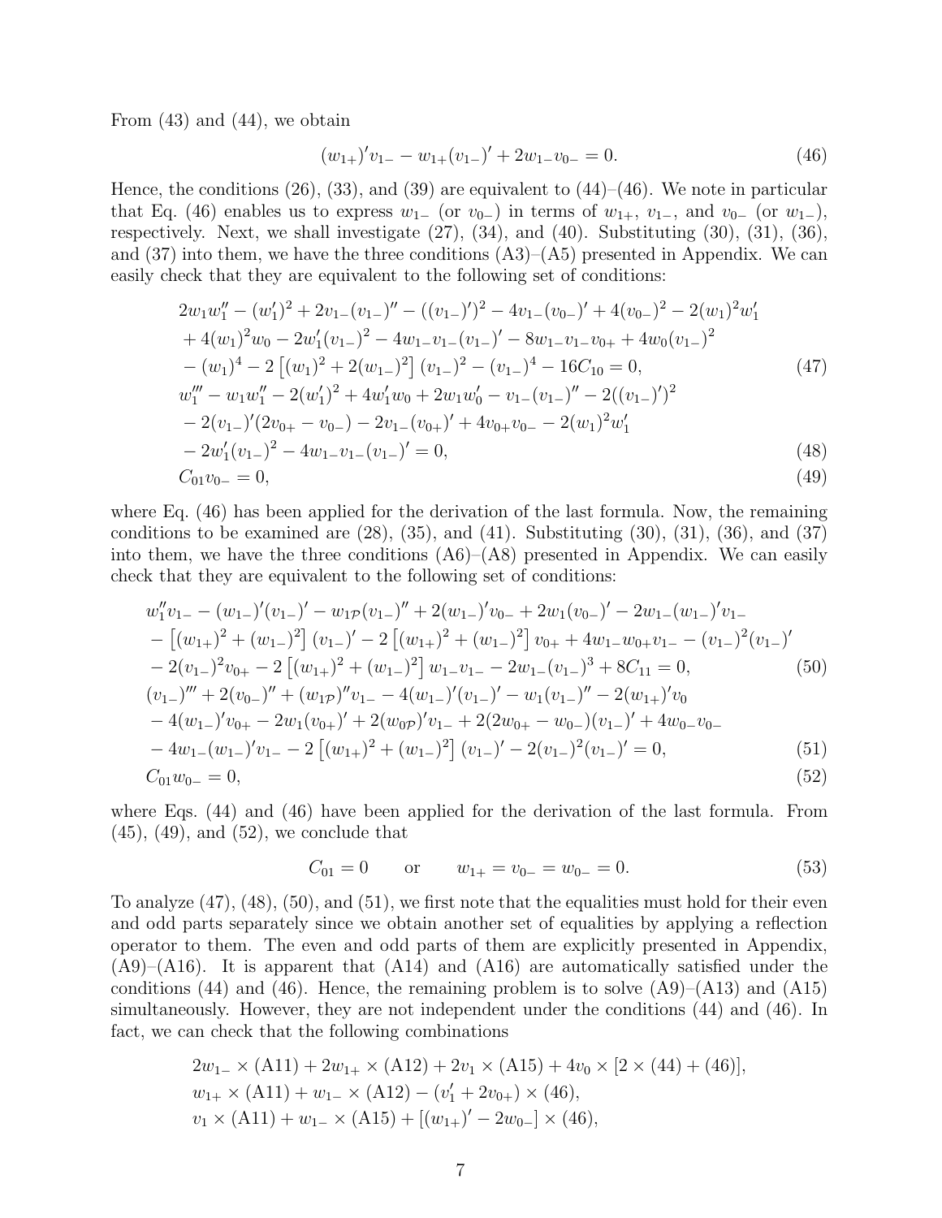From (43) and (44), we obtain

$$(w_{1+})'v_{1-} - w_{1+}(v_{1-})' + 2w_{1-}v_{0-} = 0. \tag{46}$$

Hence, the conditions (26), (33), and (39) are equivalent to (44)–(46). We note in particular that Eq. (46) enables us to express $w_{1-}$ (or $v_{0-}$) in terms of $w_{1+}$, $v_{1-}$, and $v_{0-}$ (or $w_{1-}$), respectively. Next, we shall investigate (27), (34), and (40). Substituting (30), (31), (36), and (37) into them, we have the three conditions (A3)–(A5) presented in Appendix. We can easily check that they are equivalent to the following set of conditions:

$$\begin{aligned}
&2w_1w_1'' - (w_1')^2 + 2v_{1-}(v_{1-})'' - ((v_{1-})')^2 - 4v_{1-}(v_{0-})' + 4(v_{0-})^2 - 2(w_1)^2w_1' \\
&+ 4(w_1)^2w_0 - 2w_1'(v_{1-})^2 - 4w_{1-}v_{1-}(v_{1-})' - 8w_{1-}v_{1-}v_{0+} + 4w_0(v_{1-})^2 \\
&- (w_1)^4 - 2\left[(w_1)^2 + 2(w_{1-})^2\right](v_{1-})^2 - (v_{1-})^4 - 16C_{10} = 0, \qquad (47)\\
&w_1''' - w_1w_1'' - 2(w_1')^2 + 4w_1'w_0 + 2w_1w_0' - v_{1-}(v_{1-})'' - 2((v_{1-})')^2 \\
&- 2(v_{1-})'(2v_{0+} - v_{0-}) - 2v_{1-}(v_{0+})' + 4v_{0+}v_{0-} - 2(w_1)^2w_1' \\
&- 2w_1'(v_{1-})^2 - 4w_{1-}v_{1-}(v_{1-})' = 0, \qquad (48)\\
&C_{01}v_{0-} = 0, \qquad (49)
\end{aligned}$$

where Eq. (46) has been applied for the derivation of the last formula. Now, the remaining conditions to be examined are (28), (35), and (41). Substituting (30), (31), (36), and (37) into them, we have the three conditions (A6)–(A8) presented in Appendix. We can easily check that they are equivalent to the following set of conditions:

$$\begin{aligned}
&w_1''v_{1-} - (w_{1-})'(v_{1-})' - w_{1\mathcal{P}}(v_{1-})'' + 2(w_{1-})'v_{0-} + 2w_{1-}(v_{0-})' - 2w_{1-}(w_{1-})'v_{1-} \\
&- \left[(w_{1+})^2 + (w_{1-})^2\right](v_{1-})' - 2\left[(w_{1+})^2 + (w_{1-})^2\right]v_{0+} + 4w_{1-}w_{0+}v_{1-} - (v_{1-})^2(v_{1-})' \\
&- 2(v_{1-})^2v_{0+} - 2\left[(w_{1+})^2 + (w_{1-})^2\right]w_{1-}v_{1-} - 2w_{1-}(v_{1-})^3 + 8C_{11} = 0, \qquad (50)\\
&(v_{1-})''' + 2(v_{0-})'' + (w_{1\mathcal{P}})''v_{1-} - 4(w_{1-})'(v_{1-})' - w_1(v_{1-})'' - 2(w_{1+})'v_0 \\
&- 4(w_{1-})'v_{0+} - 2w_1(v_{0+})' + 2(w_{0\mathcal{P}})'v_{1-} + 2(2w_{0+} - w_{0-})(v_{1-})' + 4w_{0-}v_{0-} \\
&- 4w_{1-}(w_{1-})'v_{1-} - 2\left[(w_{1+})^2 + (w_{1-})^2\right](v_{1-})' - 2(v_{1-})^2(v_{1-})' = 0, \qquad (51)\\
&C_{01}w_{0-} = 0, \qquad (52)
\end{aligned}$$

where Eqs. (44) and (46) have been applied for the derivation of the last formula. From (45), (49), and (52), we conclude that

$$C_{01} = 0 \qquad \text{or} \qquad w_{1+} = v_{0-} = w_{0-} = 0. \tag{53}$$

To analyze (47), (48), (50), and (51), we first note that the equalities must hold for their even and odd parts separately since we obtain another set of equalities by applying a reflection operator to them. The even and odd parts of them are explicitly presented in Appendix, (A9)–(A16). It is apparent that (A14) and (A16) are automatically satisfied under the conditions (44) and (46). Hence, the remaining problem is to solve (A9)–(A13) and (A15) simultaneously. However, they are not independent under the conditions (44) and (46). In fact, we can check that the following combinations

$$\begin{aligned}
&2w_{1-} \times \text{(A11)} + 2w_{1+} \times \text{(A12)} + 2v_1 \times \text{(A15)} + 4v_0 \times [2 \times (44) + (46)], \\
&w_{1+} \times \text{(A11)} + w_{1-} \times \text{(A12)} - (v_1' + 2v_{0+}) \times (46), \\
&v_1 \times \text{(A11)} + w_{1-} \times \text{(A15)} + [(w_{1+})' - 2w_{0-}] \times (46),
\end{aligned}$$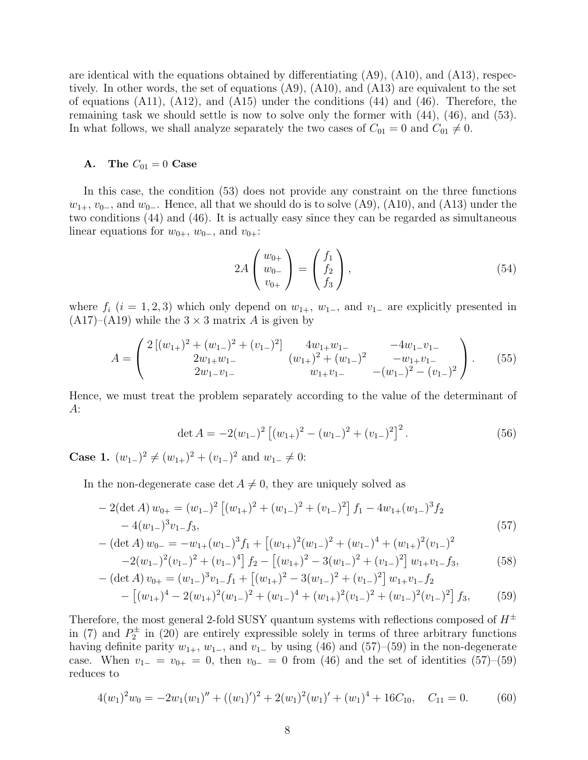are identical with the equations obtained by differentiating (A9), (A10), and (A13), respectively. In other words, the set of equations (A9), (A10), and (A13) are equivalent to the set of equations (A11), (A12), and (A15) under the conditions (44) and (46). Therefore, the remaining task we should settle is now to solve only the former with (44), (46), and (53). In what follows, we shall analyze separately the two cases of $C_{01} = 0$ and $C_{01} \neq 0$.

### A. The $C_{01} = 0$ Case

In this case, the condition (53) does not provide any constraint on the three functions $w_{1+}$, $v_{0-}$, and $w_{0-}$. Hence, all that we should do is to solve (A9), (A10), and (A13) under the two conditions (44) and (46). It is actually easy since they can be regarded as simultaneous linear equations for $w_{0+}$, $w_{0-}$, and $v_{0+}$:

$$2A \begin{pmatrix} w_{0+} \\ w_{0-} \\ v_{0+} \end{pmatrix} = \begin{pmatrix} f_1 \\ f_2 \\ f_3 \end{pmatrix}, \tag{54}$$

where $f_i$ ($i = 1, 2, 3$) which only depend on $w_{1+}$, $w_{1-}$, and $v_{1-}$ are explicitly presented in (A17)–(A19) while the $3 \times 3$ matrix $A$ is given by

$$A = \begin{pmatrix} 2\left[(w_{1+})^2 + (w_{1-})^2 + (v_{1-})^2\right] & 4w_{1+}w_{1-} & -4w_{1-}v_{1-} \\ 2w_{1+}w_{1-} & (w_{1+})^2 + (w_{1-})^2 & -w_{1+}v_{1-} \\ 2w_{1-}v_{1-} & w_{1+}v_{1-} & -(w_{1-})^2 - (v_{1-})^2 \end{pmatrix}. \tag{55}$$

Hence, we must treat the problem separately according to the value of the determinant of $A$:

$$\det A = -2(w_{1-})^2 \left[(w_{1+})^2 - (w_{1-})^2 + (v_{1-})^2\right]^2. \tag{56}$$

**Case 1.** $(w_{1-})^2 \neq (w_{1+})^2 + (v_{1-})^2$ and $w_{1-} \neq 0$:

In the non-degenerate case $\det A \neq 0$, they are uniquely solved as

$$\begin{aligned}
&-2(\det A)\, w_{0+} = (w_{1-})^2 \left[(w_{1+})^2 + (w_{1-})^2 + (v_{1-})^2\right] f_1 - 4w_{1+}(w_{1-})^3 f_2 \\
&\quad - 4(w_{1-})^3 v_{1-} f_3, \qquad\qquad (57) \\
&-(\det A)\, w_{0-} = -w_{1+}(w_{1-})^3 f_1 + \left[(w_{1+})^2(w_{1-})^2 + (w_{1-})^4 + (w_{1+})^2(v_{1-})^2\right. \\
&\quad \left.-2(w_{1-})^2(v_{1-})^2 + (v_{1-})^4\right] f_2 - \left[(w_{1+})^2 - 3(w_{1-})^2 + (v_{1-})^2\right] w_{1+}v_{1-} f_3, \qquad (58) \\
&-(\det A)\, v_{0+} = (w_{1-})^3 v_{1-} f_1 + \left[(w_{1+})^2 - 3(w_{1-})^2 + (v_{1-})^2\right] w_{1+}v_{1-} f_2 \\
&\quad - \left[(w_{1+})^4 - 2(w_{1+})^2(w_{1-})^2 + (w_{1-})^4 + (w_{1+})^2(v_{1-})^2 + (w_{1-})^2(v_{1-})^2\right] f_3, \qquad (59)
\end{aligned}$$

Therefore, the most general 2-fold SUSY quantum systems with reflections composed of $H^{\pm}$ in (7) and $P_2^{\pm}$ in (20) are entirely expressible solely in terms of three arbitrary functions having definite parity $w_{1+}$, $w_{1-}$, and $v_{1-}$ by using (46) and (57)–(59) in the non-degenerate case. When $v_{1-} = v_{0+} = 0$, then $v_{0-} = 0$ from (46) and the set of identities (57)–(59) reduces to

$$4(w_1)^2 w_0 = -2w_1(w_1)'' + ((w_1)')^2 + 2(w_1)^2(w_1)' + (w_1)^4 + 16C_{10}, \quad C_{11} = 0. \tag{60}$$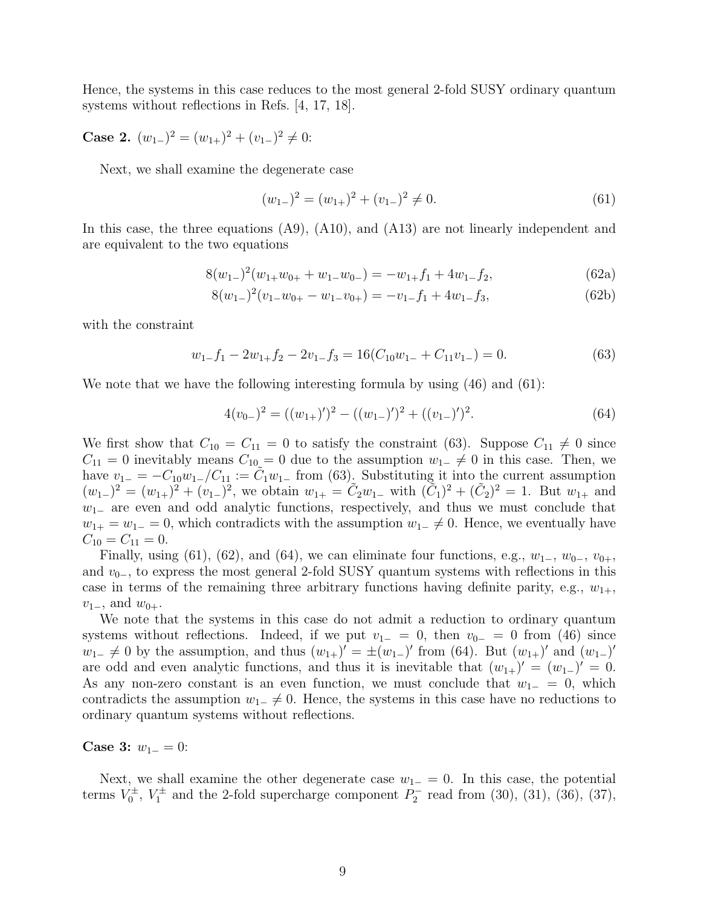Hence, the systems in this case reduces to the most general 2-fold SUSY ordinary quantum systems without reflections in Refs. [4, 17, 18].

**Case 2.** $(w_{1-})^2 = (w_{1+})^2 + (v_{1-})^2 \neq 0$:

Next, we shall examine the degenerate case

$$(w_{1-})^2 = (w_{1+})^2 + (v_{1-})^2 \neq 0. \tag{61}$$

In this case, the three equations (A9), (A10), and (A13) are not linearly independent and are equivalent to the two equations

$$8(w_{1-})^2(w_{1+}w_{0+} + w_{1-}w_{0-}) = -w_{1+}f_1 + 4w_{1-}f_2, \tag{62a}$$

$$8(w_{1-})^2(v_{1-}w_{0+} - w_{1-}v_{0+}) = -v_{1-}f_1 + 4w_{1-}f_3, \tag{62b}$$

with the constraint

$$w_{1-}f_1 - 2w_{1+}f_2 - 2v_{1-}f_3 = 16(C_{10}w_{1-} + C_{11}v_{1-}) = 0. \tag{63}$$

We note that we have the following interesting formula by using (46) and (61):

$$4(v_{0-})^2 = ((w_{1+})')^2 - ((w_{1-})')^2 + ((v_{1-})')^2. \tag{64}$$

We first show that $C_{10} = C_{11} = 0$ to satisfy the constraint (63). Suppose $C_{11} \neq 0$ since $C_{11} = 0$ inevitably means $C_{10} = 0$ due to the assumption $w_{1-} \neq 0$ in this case. Then, we have $v_{1-} = -C_{10}w_{1-}/C_{11} := \tilde{C}_1 w_{1-}$ from (63). Substituting it into the current assumption $(w_{1-})^2 = (w_{1+})^2 + (v_{1-})^2$, we obtain $w_{1+} = \tilde{C}_2 w_{1-}$ with $(\tilde{C}_1)^2 + (\tilde{C}_2)^2 = 1$. But $w_{1+}$ and $w_{1-}$ are even and odd analytic functions, respectively, and thus we must conclude that $w_{1+} = w_{1-} = 0$, which contradicts with the assumption $w_{1-} \neq 0$. Hence, we eventually have $C_{10} = C_{11} = 0$.

Finally, using (61), (62), and (64), we can eliminate four functions, e.g., $w_{1-}$, $w_{0-}$, $v_{0+}$, and $v_{0-}$, to express the most general 2-fold SUSY quantum systems with reflections in this case in terms of the remaining three arbitrary functions having definite parity, e.g., $w_{1+}$, $v_{1-}$, and $w_{0+}$.

We note that the systems in this case do not admit a reduction to ordinary quantum systems without reflections. Indeed, if we put $v_{1-} = 0$, then $v_{0-} = 0$ from (46) since $w_{1-} \neq 0$ by the assumption, and thus $(w_{1+})' = \pm(w_{1-})'$ from (64). But $(w_{1+})'$ and $(w_{1-})'$ are odd and even analytic functions, and thus it is inevitable that $(w_{1+})' = (w_{1-})' = 0$. As any non-zero constant is an even function, we must conclude that $w_{1-} = 0$, which contradicts the assumption $w_{1-} \neq 0$. Hence, the systems in this case have no reductions to ordinary quantum systems without reflections.

**Case 3:** $w_{1-} = 0$:

Next, we shall examine the other degenerate case $w_{1-} = 0$. In this case, the potential terms $V_0^{\pm}$, $V_1^{\pm}$ and the 2-fold supercharge component $P_2^-$ read from (30), (31), (36), (37),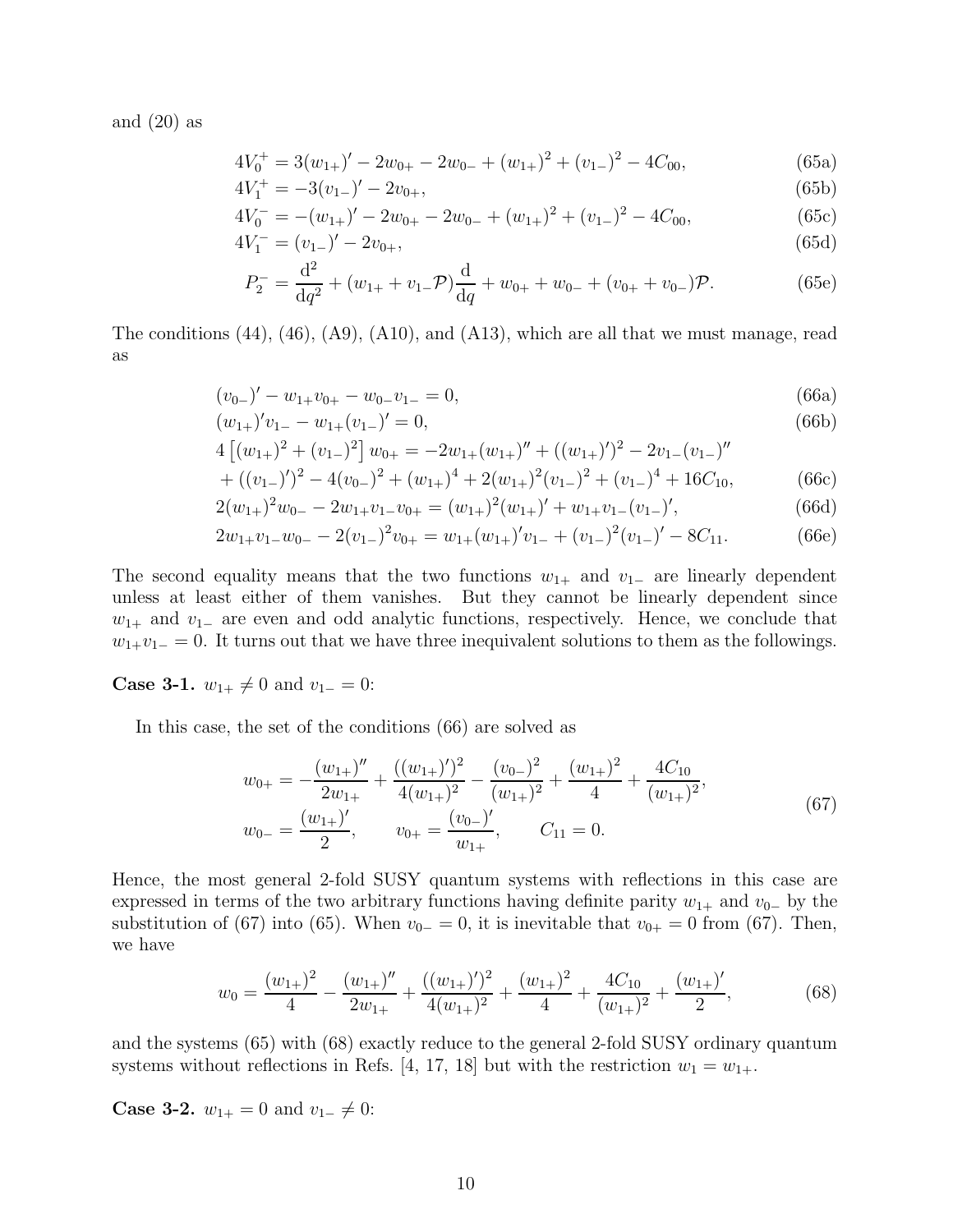and (20) as

$$
\begin{align}
4V_0^+ &= 3(w_{1+})' - 2w_{0+} - 2w_{0-} + (w_{1+})^2 + (v_{1-})^2 - 4C_{00}, \tag{65a}\\
4V_1^+ &= -3(v_{1-})' - 2v_{0+}, \tag{65b}\\
4V_0^- &= -(w_{1+})' - 2w_{0+} - 2w_{0-} + (w_{1+})^2 + (v_{1-})^2 - 4C_{00}, \tag{65c}\\
4V_1^- &= (v_{1-})' - 2v_{0+}, \tag{65d}\\
P_2^- &= \frac{\mathrm{d}^2}{\mathrm{d}q^2} + (w_{1+} + v_{1-}\mathcal{P})\frac{\mathrm{d}}{\mathrm{d}q} + w_{0+} + w_{0-} + (v_{0+} + v_{0-})\mathcal{P}. \tag{65e}
\end{align}
$$

The conditions (44), (46), (A9), (A10), and (A13), which are all that we must manage, read as

$$
\begin{align}
&(v_{0-})' - w_{1+}v_{0+} - w_{0-}v_{1-} = 0, \tag{66a}\\
&(w_{1+})'v_{1-} - w_{1+}(v_{1-})' = 0, \tag{66b}\\
&4\left[(w_{1+})^2 + (v_{1-})^2\right] w_{0+} = -2w_{1+}(w_{1+})'' + ((w_{1+})')^2 - 2v_{1-}(v_{1-})'' \nonumber\\
&\quad + ((v_{1-})')^2 - 4(v_{0-})^2 + (w_{1+})^4 + 2(w_{1+})^2(v_{1-})^2 + (v_{1-})^4 + 16C_{10}, \tag{66c}\\
&2(w_{1+})^2 w_{0-} - 2w_{1+}v_{1-}v_{0+} = (w_{1+})^2(w_{1+})' + w_{1+}v_{1-}(v_{1-})', \tag{66d}\\
&2w_{1+}v_{1-}w_{0-} - 2(v_{1-})^2 v_{0+} = w_{1+}(w_{1+})'v_{1-} + (v_{1-})^2(v_{1-})' - 8C_{11}. \tag{66e}
\end{align}
$$

The second equality means that the two functions $w_{1+}$ and $v_{1-}$ are linearly dependent unless at least either of them vanishes. But they cannot be linearly dependent since $w_{1+}$ and $v_{1-}$ are even and odd analytic functions, respectively. Hence, we conclude that $w_{1+}v_{1-} = 0$. It turns out that we have three inequivalent solutions to them as the followings.

**Case 3-1.** $w_{1+} \neq 0$ and $v_{1-} = 0$:

In this case, the set of the conditions (66) are solved as

$$
\begin{gathered}
w_{0+} = -\frac{(w_{1+})''}{2w_{1+}} + \frac{((w_{1+})')^2}{4(w_{1+})^2} - \frac{(v_{0-})^2}{(w_{1+})^2} + \frac{(w_{1+})^2}{4} + \frac{4C_{10}}{(w_{1+})^2},\\
w_{0-} = \frac{(w_{1+})'}{2}, \qquad v_{0+} = \frac{(v_{0-})'}{w_{1+}}, \qquad C_{11} = 0.
\end{gathered} \tag{67}
$$

Hence, the most general 2-fold SUSY quantum systems with reflections in this case are expressed in terms of the two arbitrary functions having definite parity $w_{1+}$ and $v_{0-}$ by the substitution of (67) into (65). When $v_{0-} = 0$, it is inevitable that $v_{0+} = 0$ from (67). Then, we have

$$
w_0 = \frac{(w_{1+})^2}{4} - \frac{(w_{1+})''}{2w_{1+}} + \frac{((w_{1+})')^2}{4(w_{1+})^2} + \frac{(w_{1+})^2}{4} + \frac{4C_{10}}{(w_{1+})^2} + \frac{(w_{1+})'}{2}, \tag{68}
$$

and the systems (65) with (68) exactly reduce to the general 2-fold SUSY ordinary quantum systems without reflections in Refs. [4, 17, 18] but with the restriction $w_1 = w_{1+}$.

**Case 3-2.** $w_{1+} = 0$ and $v_{1-} \neq 0$: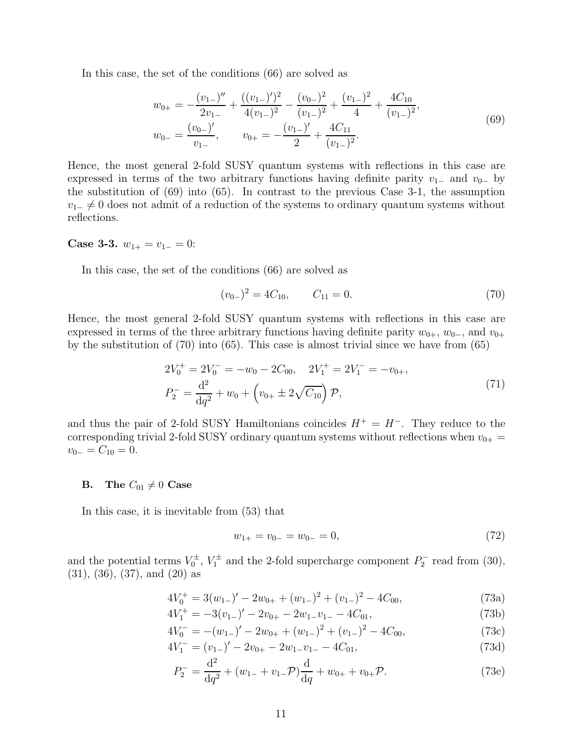In this case, the set of the conditions (66) are solved as

$$
\begin{aligned}
w_{0+} &= -\frac{(v_{1-})''}{2v_{1-}} + \frac{((v_{1-})')^2}{4(v_{1-})^2} - \frac{(v_{0-})^2}{(v_{1-})^2} + \frac{(v_{1-})^2}{4} + \frac{4C_{10}}{(v_{1-})^2},\\
w_{0-} &= \frac{(v_{0-})'}{v_{1-}}, \qquad v_{0+} = -\frac{(v_{1-})'}{2} + \frac{4C_{11}}{(v_{1-})^2}.
\end{aligned}
\tag{69}
$$

Hence, the most general 2-fold SUSY quantum systems with reflections in this case are expressed in terms of the two arbitrary functions having definite parity $v_{1-}$ and $v_{0-}$ by the substitution of (69) into (65). In contrast to the previous Case 3-1, the assumption $v_{1-} \neq 0$ does not admit of a reduction of the systems to ordinary quantum systems without reflections.

**Case 3-3.** $w_{1+} = v_{1-} = 0$:

In this case, the set of the conditions (66) are solved as

$$
(v_{0-})^2 = 4C_{10}, \qquad C_{11} = 0. \tag{70}
$$

Hence, the most general 2-fold SUSY quantum systems with reflections in this case are expressed in terms of the three arbitrary functions having definite parity $w_{0+}$, $w_{0-}$, and $v_{0+}$ by the substitution of (70) into (65). This case is almost trivial since we have from (65)

$$
\begin{aligned}
&2V_0^+ = 2V_0^- = -w_0 - 2C_{00}, \quad 2V_1^+ = 2V_1^- = -v_{0+},\\
&P_2^- = \frac{\mathrm{d}^2}{\mathrm{d}q^2} + w_0 + \left(v_{0+} \pm 2\sqrt{C_{10}}\right)\mathcal{P},
\end{aligned}
\tag{71}
$$

and thus the pair of 2-fold SUSY Hamiltonians coincides $H^+ = H^-$. They reduce to the corresponding trivial 2-fold SUSY ordinary quantum systems without reflections when $v_{0+} = v_{0-} = C_{10} = 0$.

### B. The $C_{01} \neq 0$ Case

In this case, it is inevitable from (53) that

$$
w_{1+} = v_{0-} = w_{0-} = 0, \tag{72}
$$

and the potential terms $V_0^\pm$, $V_1^\pm$ and the 2-fold supercharge component $P_2^-$ read from (30), (31), (36), (37), and (20) as

$$
4V_0^+ = 3(w_{1-})' - 2w_{0+} + (w_{1-})^2 + (v_{1-})^2 - 4C_{00}, \tag{73a}
$$

$$
4V_1^+ = -3(v_{1-})' - 2v_{0+} - 2w_{1-}v_{1-} - 4C_{01}, \tag{73b}
$$

$$
4V_0^- = -(w_{1-})' - 2w_{0+} + (w_{1-})^2 + (v_{1-})^2 - 4C_{00}, \tag{73c}
$$

$$
4V_1^- = (v_{1-})' - 2v_{0+} - 2w_{1-}v_{1-} - 4C_{01}, \tag{73d}
$$

$$
P_2^- = \frac{\mathrm{d}^2}{\mathrm{d}q^2} + (w_{1-} + v_{1-}\mathcal{P})\frac{\mathrm{d}}{\mathrm{d}q} + w_{0+} + v_{0+}\mathcal{P}. \tag{73e}
$$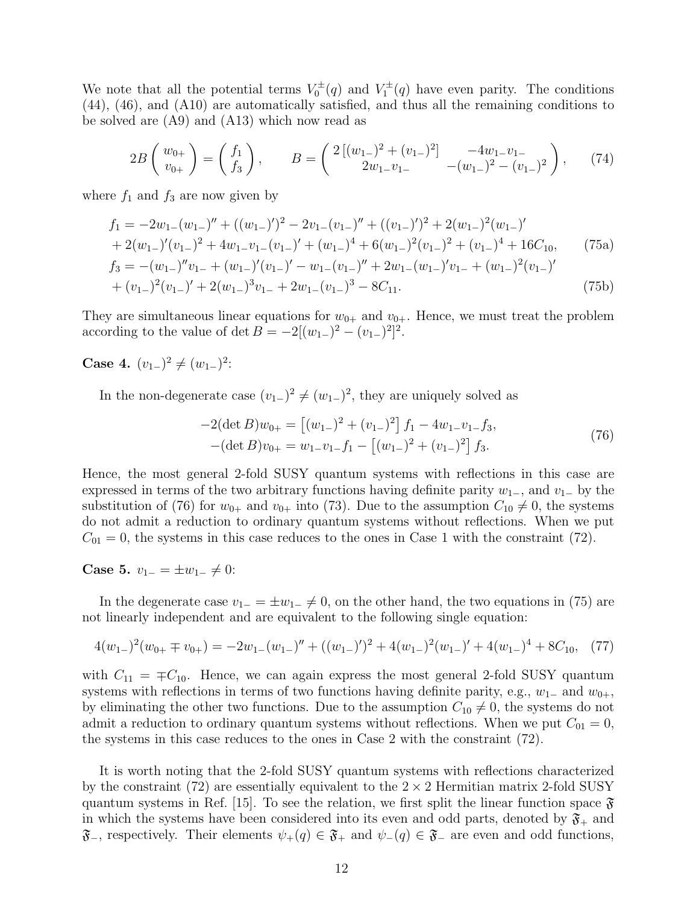We note that all the potential terms $V_0^{\pm}(q)$ and $V_1^{\pm}(q)$ have even parity. The conditions (44), (46), and (A10) are automatically satisfied, and thus all the remaining conditions to be solved are (A9) and (A13) which now read as

$$2B\begin{pmatrix} w_{0+} \\ v_{0+} \end{pmatrix} = \begin{pmatrix} f_1 \\ f_3 \end{pmatrix}, \qquad B = \begin{pmatrix} 2\left[(w_{1-})^2 + (v_{1-})^2\right] & -4w_{1-}v_{1-} \\ 2w_{1-}v_{1-} & -(w_{1-})^2 - (v_{1-})^2 \end{pmatrix}, \tag{74}$$

where $f_1$ and $f_3$ are now given by

$$\begin{aligned} f_1 ={}& -2w_{1-}(w_{1-})'' + ((w_{1-})')^2 - 2v_{1-}(v_{1-})'' + ((v_{1-})')^2 + 2(w_{1-})^2(w_{1-})' \\ &+ 2(w_{1-})'(v_{1-})^2 + 4w_{1-}v_{1-}(v_{1-})' + (w_{1-})^4 + 6(w_{1-})^2(v_{1-})^2 + (v_{1-})^4 + 16C_{10}, \end{aligned} \tag{75a}$$

$$\begin{aligned} f_3 ={}& -(w_{1-})''v_{1-} + (w_{1-})'(v_{1-})' - w_{1-}(v_{1-})'' + 2w_{1-}(w_{1-})'v_{1-} + (w_{1-})^2(v_{1-})' \\ &+ (v_{1-})^2(v_{1-})' + 2(w_{1-})^3v_{1-} + 2w_{1-}(v_{1-})^3 - 8C_{11}. \end{aligned} \tag{75b}$$

They are simultaneous linear equations for $w_{0+}$ and $v_{0+}$. Hence, we must treat the problem according to the value of $\det B = -2[(w_{1-})^2 - (v_{1-})^2]^2$.

**Case 4.** $(v_{1-})^2 \neq (w_{1-})^2$:

In the non-degenerate case $(v_{1-})^2 \neq (w_{1-})^2$, they are uniquely solved as

$$\begin{aligned} -2(\det B)w_{0+} &= \left[(w_{1-})^2 + (v_{1-})^2\right] f_1 - 4w_{1-}v_{1-}f_3, \\ -(\det B)v_{0+} &= w_{1-}v_{1-}f_1 - \left[(w_{1-})^2 + (v_{1-})^2\right] f_3. \end{aligned} \tag{76}$$

Hence, the most general 2-fold SUSY quantum systems with reflections in this case are expressed in terms of the two arbitrary functions having definite parity $w_{1-}$, and $v_{1-}$ by the substitution of (76) for $w_{0+}$ and $v_{0+}$ into (73). Due to the assumption $C_{10} \neq 0$, the systems do not admit a reduction to ordinary quantum systems without reflections. When we put $C_{01} = 0$, the systems in this case reduces to the ones in Case 1 with the constraint (72).

**Case 5.** $v_{1-} = \pm w_{1-} \neq 0$:

In the degenerate case $v_{1-} = \pm w_{1-} \neq 0$, on the other hand, the two equations in (75) are not linearly independent and are equivalent to the following single equation:

$$4(w_{1-})^2(w_{0+} \mp v_{0+}) = -2w_{1-}(w_{1-})'' + ((w_{1-})')^2 + 4(w_{1-})^2(w_{1-})' + 4(w_{1-})^4 + 8C_{10}, \tag{77}$$

with $C_{11} = \mp C_{10}$. Hence, we can again express the most general 2-fold SUSY quantum systems with reflections in terms of two functions having definite parity, e.g., $w_{1-}$ and $w_{0+}$, by eliminating the other two functions. Due to the assumption $C_{10} \neq 0$, the systems do not admit a reduction to ordinary quantum systems without reflections. When we put $C_{01} = 0$, the systems in this case reduces to the ones in Case 2 with the constraint (72).

It is worth noting that the 2-fold SUSY quantum systems with reflections characterized by the constraint (72) are essentially equivalent to the $2 \times 2$ Hermitian matrix 2-fold SUSY quantum systems in Ref. [15]. To see the relation, we first split the linear function space $\mathfrak{F}$ in which the systems have been considered into its even and odd parts, denoted by $\mathfrak{F}_+$ and $\mathfrak{F}_-$, respectively. Their elements $\psi_+(q) \in \mathfrak{F}_+$ and $\psi_-(q) \in \mathfrak{F}_-$ are even and odd functions,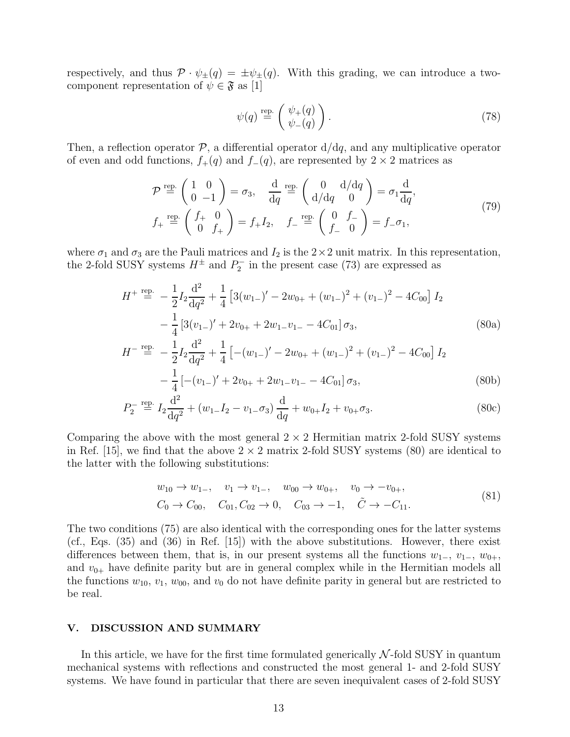respectively, and thus $\mathcal{P} \cdot \psi_{\pm}(q) = \pm\psi_{\pm}(q)$. With this grading, we can introduce a two-component representation of $\psi \in \mathfrak{F}$ as [1]

$$\psi(q) \overset{\text{rep.}}{=} \begin{pmatrix} \psi_{+}(q) \\ \psi_{-}(q) \end{pmatrix}. \tag{78}$$

Then, a reflection operator $\mathcal{P}$, a differential operator $\mathrm{d}/\mathrm{d}q$, and any multiplicative operator of even and odd functions, $f_{+}(q)$ and $f_{-}(q)$, are represented by $2 \times 2$ matrices as

$$\begin{aligned} &\mathcal{P} \overset{\text{rep.}}{=} \begin{pmatrix} 1 & 0 \\ 0 & -1 \end{pmatrix} = \sigma_3, \quad \frac{\mathrm{d}}{\mathrm{d}q} \overset{\text{rep.}}{=} \begin{pmatrix} 0 & \mathrm{d}/\mathrm{d}q \\ \mathrm{d}/\mathrm{d}q & 0 \end{pmatrix} = \sigma_1 \frac{\mathrm{d}}{\mathrm{d}q}, \\ &f_{+} \overset{\text{rep.}}{=} \begin{pmatrix} f_{+} & 0 \\ 0 & f_{+} \end{pmatrix} = f_{+} I_2, \quad f_{-} \overset{\text{rep.}}{=} \begin{pmatrix} 0 & f_{-} \\ f_{-} & 0 \end{pmatrix} = f_{-}\sigma_1, \end{aligned} \tag{79}$$

where $\sigma_1$ and $\sigma_3$ are the Pauli matrices and $I_2$ is the $2 \times 2$ unit matrix. In this representation, the 2-fold SUSY systems $H^{\pm}$ and $P_2^{-}$ in the present case (73) are expressed as

$$\begin{aligned} H^{+} \overset{\text{rep.}}{=}\ & -\frac{1}{2} I_2 \frac{\mathrm{d}^2}{\mathrm{d}q^2} + \frac{1}{4}\left[3(w_{1-})' - 2w_{0+} + (w_{1-})^2 + (v_{1-})^2 - 4C_{00}\right] I_2 \\ & - \frac{1}{4}\left[3(v_{1-})' + 2v_{0+} + 2w_{1-}v_{1-} - 4C_{01}\right]\sigma_3, \end{aligned} \tag{80a}$$

$$\begin{aligned} H^{-} \overset{\text{rep.}}{=}\ & -\frac{1}{2} I_2 \frac{\mathrm{d}^2}{\mathrm{d}q^2} + \frac{1}{4}\left[-(w_{1-})' - 2w_{0+} + (w_{1-})^2 + (v_{1-})^2 - 4C_{00}\right] I_2 \\ & - \frac{1}{4}\left[-(v_{1-})' + 2v_{0+} + 2w_{1-}v_{1-} - 4C_{01}\right]\sigma_3, \end{aligned} \tag{80b}$$

$$P_2^{-} \overset{\text{rep.}}{=} I_2 \frac{\mathrm{d}^2}{\mathrm{d}q^2} + \left(w_{1-} I_2 - v_{1-}\sigma_3\right)\frac{\mathrm{d}}{\mathrm{d}q} + w_{0+} I_2 + v_{0+}\sigma_3. \tag{80c}$$

Comparing the above with the most general $2 \times 2$ Hermitian matrix 2-fold SUSY systems in Ref. [15], we find that the above $2 \times 2$ matrix 2-fold SUSY systems (80) are identical to the latter with the following substitutions:

$$\begin{aligned} &w_{10} \to w_{1-}, \quad v_1 \to v_{1-}, \quad w_{00} \to w_{0+}, \quad v_0 \to -v_{0+}, \\ &C_0 \to C_{00}, \quad C_{01}, C_{02} \to 0, \quad C_{03} \to -1, \quad \tilde{C} \to -C_{11}. \end{aligned} \tag{81}$$

The two conditions (75) are also identical with the corresponding ones for the latter systems (cf., Eqs. (35) and (36) in Ref. [15]) with the above substitutions. However, there exist differences between them, that is, in our present systems all the functions $w_{1-}$, $v_{1-}$, $w_{0+}$, and $v_{0+}$ have definite parity but are in general complex while in the Hermitian models all the functions $w_{10}$, $v_1$, $w_{00}$, and $v_0$ do not have definite parity in general but are restricted to be real.

## V. DISCUSSION AND SUMMARY

In this article, we have for the first time formulated generically $\mathcal{N}$-fold SUSY in quantum mechanical systems with reflections and constructed the most general 1- and 2-fold SUSY systems. We have found in particular that there are seven inequivalent cases of 2-fold SUSY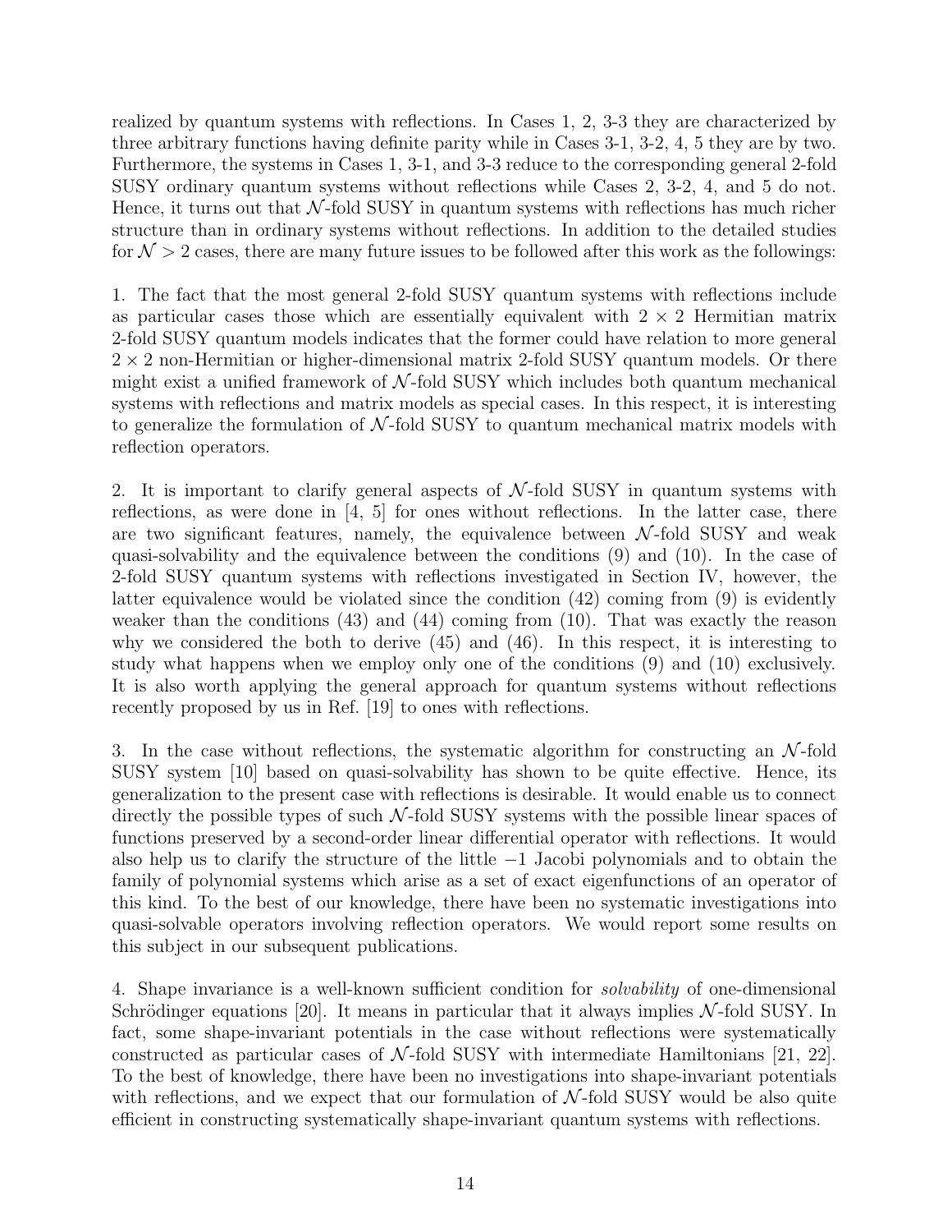realized by quantum systems with reflections. In Cases 1, 2, 3-3 they are characterized by three arbitrary functions having definite parity while in Cases 3-1, 3-2, 4, 5 they are by two. Furthermore, the systems in Cases 1, 3-1, and 3-3 reduce to the corresponding general 2-fold SUSY ordinary quantum systems without reflections while Cases 2, 3-2, 4, and 5 do not. Hence, it turns out that $\mathcal{N}$-fold SUSY in quantum systems with reflections has much richer structure than in ordinary systems without reflections. In addition to the detailed studies for $\mathcal{N} > 2$ cases, there are many future issues to be followed after this work as the followings:

1. The fact that the most general 2-fold SUSY quantum systems with reflections include as particular cases those which are essentially equivalent with $2 \times 2$ Hermitian matrix 2-fold SUSY quantum models indicates that the former could have relation to more general $2 \times 2$ non-Hermitian or higher-dimensional matrix 2-fold SUSY quantum models. Or there might exist a unified framework of $\mathcal{N}$-fold SUSY which includes both quantum mechanical systems with reflections and matrix models as special cases. In this respect, it is interesting to generalize the formulation of $\mathcal{N}$-fold SUSY to quantum mechanical matrix models with reflection operators.

2. It is important to clarify general aspects of $\mathcal{N}$-fold SUSY in quantum systems with reflections, as were done in [4, 5] for ones without reflections. In the latter case, there are two significant features, namely, the equivalence between $\mathcal{N}$-fold SUSY and weak quasi-solvability and the equivalence between the conditions (9) and (10). In the case of 2-fold SUSY quantum systems with reflections investigated in Section IV, however, the latter equivalence would be violated since the condition (42) coming from (9) is evidently weaker than the conditions (43) and (44) coming from (10). That was exactly the reason why we considered the both to derive (45) and (46). In this respect, it is interesting to study what happens when we employ only one of the conditions (9) and (10) exclusively. It is also worth applying the general approach for quantum systems without reflections recently proposed by us in Ref. [19] to ones with reflections.

3. In the case without reflections, the systematic algorithm for constructing an $\mathcal{N}$-fold SUSY system [10] based on quasi-solvability has shown to be quite effective. Hence, its generalization to the present case with reflections is desirable. It would enable us to connect directly the possible types of such $\mathcal{N}$-fold SUSY systems with the possible linear spaces of functions preserved by a second-order linear differential operator with reflections. It would also help us to clarify the structure of the little $-1$ Jacobi polynomials and to obtain the family of polynomial systems which arise as a set of exact eigenfunctions of an operator of this kind. To the best of our knowledge, there have been no systematic investigations into quasi-solvable operators involving reflection operators. We would report some results on this subject in our subsequent publications.

4. Shape invariance is a well-known sufficient condition for *solvability* of one-dimensional Schrödinger equations [20]. It means in particular that it always implies $\mathcal{N}$-fold SUSY. In fact, some shape-invariant potentials in the case without reflections were systematically constructed as particular cases of $\mathcal{N}$-fold SUSY with intermediate Hamiltonians [21, 22]. To the best of knowledge, there have been no investigations into shape-invariant potentials with reflections, and we expect that our formulation of $\mathcal{N}$-fold SUSY would be also quite efficient in constructing systematically shape-invariant quantum systems with reflections.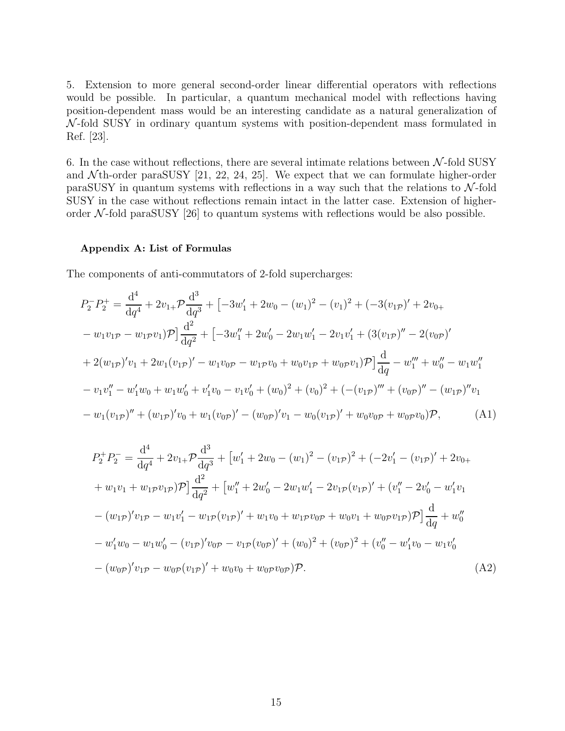5. Extension to more general second-order linear differential operators with reflections would be possible. In particular, a quantum mechanical model with reflections having position-dependent mass would be an interesting candidate as a natural generalization of $\mathcal{N}$-fold SUSY in ordinary quantum systems with position-dependent mass formulated in Ref. [23].

6. In the case without reflections, there are several intimate relations between $\mathcal{N}$-fold SUSY and $\mathcal{N}$th-order paraSUSY [21, 22, 24, 25]. We expect that we can formulate higher-order paraSUSY in quantum systems with reflections in a way such that the relations to $\mathcal{N}$-fold SUSY in the case without reflections remain intact in the latter case. Extension of higher-order $\mathcal{N}$-fold paraSUSY [26] to quantum systems with reflections would be also possible.

#### Appendix A: List of Formulas

The components of anti-commutators of 2-fold supercharges:

$$
\begin{aligned}
P_2^- P_2^+ = {} & \frac{\mathrm{d}^4}{\mathrm{d}q^4} + 2v_{1+}\mathcal{P}\frac{\mathrm{d}^3}{\mathrm{d}q^3} + \big[-3w_1' + 2w_0 - (w_1)^2 - (v_1)^2 + (-3(v_{1\mathcal{P}})' + 2v_{0+} \\
& - w_1 v_{1\mathcal{P}} - w_{1\mathcal{P}} v_1)\mathcal{P}\big]\frac{\mathrm{d}^2}{\mathrm{d}q^2} + \big[-3w_1'' + 2w_0' - 2w_1 w_1' - 2v_1 v_1' + (3(v_{1\mathcal{P}})'' - 2(v_{0\mathcal{P}})' \\
& + 2(w_{1\mathcal{P}})' v_1 + 2w_1 (v_{1\mathcal{P}})' - w_1 v_{0\mathcal{P}} - w_{1\mathcal{P}} v_0 + w_0 v_{1\mathcal{P}} + w_{0\mathcal{P}} v_1)\mathcal{P}\big]\frac{\mathrm{d}}{\mathrm{d}q} - w_1''' + w_0'' - w_1 w_1'' \\
& - v_1 v_1'' - w_1' w_0 + w_1 w_0' + v_1' v_0 - v_1 v_0' + (w_0)^2 + (v_0)^2 + (-(v_{1\mathcal{P}})''' + (v_{0\mathcal{P}})'' - (w_{1\mathcal{P}})'' v_1 \\
& - w_1 (v_{1\mathcal{P}})'' + (w_{1\mathcal{P}})' v_0 + w_1 (v_{0\mathcal{P}})' - (w_{0\mathcal{P}})' v_1 - w_0 (v_{1\mathcal{P}})' + w_0 v_{0\mathcal{P}} + w_{0\mathcal{P}} v_0)\mathcal{P},
\end{aligned}
\tag{A1}
$$

$$
\begin{aligned}
P_2^+ P_2^- = {} & \frac{\mathrm{d}^4}{\mathrm{d}q^4} + 2v_{1+}\mathcal{P}\frac{\mathrm{d}^3}{\mathrm{d}q^3} + \big[w_1' + 2w_0 - (w_1)^2 - (v_{1\mathcal{P}})^2 + (-2v_1' - (v_{1\mathcal{P}})' + 2v_{0+} \\
& + w_1 v_1 + w_{1\mathcal{P}} v_{1\mathcal{P}})\mathcal{P}\big]\frac{\mathrm{d}^2}{\mathrm{d}q^2} + \big[w_1'' + 2w_0' - 2w_1 w_1' - 2v_{1\mathcal{P}}(v_{1\mathcal{P}})' + (v_1'' - 2v_0' - w_1' v_1 \\
& - (w_{1\mathcal{P}})' v_{1\mathcal{P}} - w_1 v_1' - w_{1\mathcal{P}}(v_{1\mathcal{P}})' + w_1 v_0 + w_{1\mathcal{P}} v_{0\mathcal{P}} + w_0 v_1 + w_{0\mathcal{P}} v_{1\mathcal{P}})\mathcal{P}\big]\frac{\mathrm{d}}{\mathrm{d}q} + w_0'' \\
& - w_1' w_0 - w_1 w_0' - (v_{1\mathcal{P}})' v_{0\mathcal{P}} - v_{1\mathcal{P}}(v_{0\mathcal{P}})' + (w_0)^2 + (v_{0\mathcal{P}})^2 + (v_0'' - w_1' v_0 - w_1 v_0' \\
& - (w_{0\mathcal{P}})' v_{1\mathcal{P}} - w_{0\mathcal{P}}(v_{1\mathcal{P}})' + w_0 v_0 + w_{0\mathcal{P}} v_{0\mathcal{P}})\mathcal{P}.
\end{aligned}
\tag{A2}
$$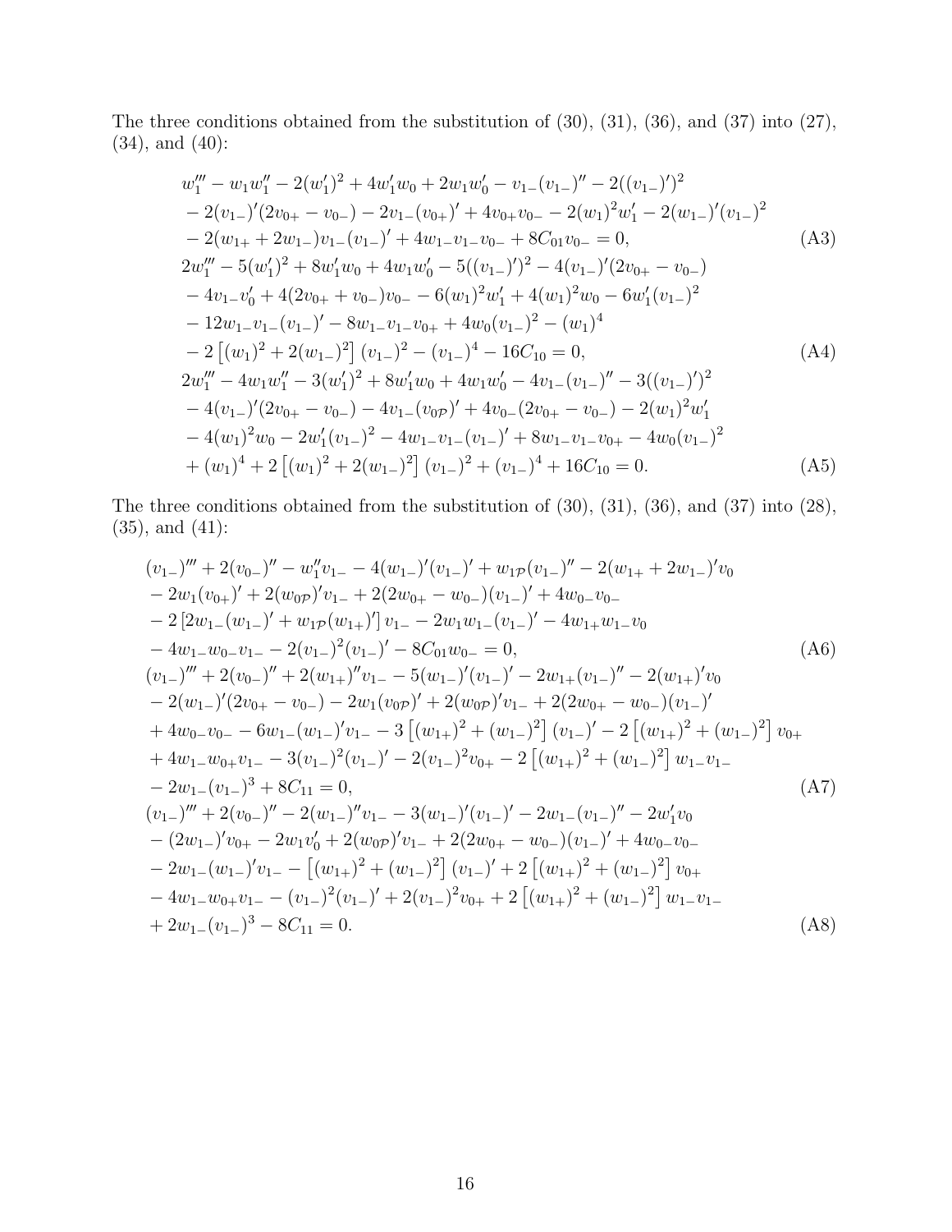The three conditions obtained from the substitution of (30), (31), (36), and (37) into (27), (34), and (40):

$$
\begin{aligned}
& w_1''' - w_1 w_1'' - 2(w_1')^2 + 4w_1' w_0 + 2w_1 w_0' - v_{1-}(v_{1-})'' - 2((v_{1-})')^2 \\
& - 2(v_{1-})'(2v_{0+} - v_{0-}) - 2v_{1-}(v_{0+})' + 4v_{0+}v_{0-} - 2(w_1)^2 w_1' - 2(w_{1-})'(v_{1-})^2 \\
& - 2(w_{1+} + 2w_{1-})v_{1-}(v_{1-})' + 4w_{1-}v_{1-}v_{0-} + 8C_{01}v_{0-} = 0, \qquad \text{(A3)} \\
& 2w_1''' - 5(w_1')^2 + 8w_1' w_0 + 4w_1 w_0' - 5((v_{1-})')^2 - 4(v_{1-})'(2v_{0+} - v_{0-}) \\
& - 4v_{1-}v_0' + 4(2v_{0+} + v_{0-})v_{0-} - 6(w_1)^2 w_1' + 4(w_1)^2 w_0 - 6w_1'(v_{1-})^2 \\
& - 12w_{1-}v_{1-}(v_{1-})' - 8w_{1-}v_{1-}v_{0+} + 4w_0(v_{1-})^2 - (w_1)^4 \\
& - 2\left[(w_1)^2 + 2(w_{1-})^2\right](v_{1-})^2 - (v_{1-})^4 - 16C_{10} = 0, \qquad \text{(A4)} \\
& 2w_1''' - 4w_1 w_1'' - 3(w_1')^2 + 8w_1' w_0 + 4w_1 w_0' - 4v_{1-}(v_{1-})'' - 3((v_{1-})')^2 \\
& - 4(v_{1-})'(2v_{0+} - v_{0-}) - 4v_{1-}(v_{0\mathcal{P}})' + 4v_{0-}(2v_{0+} - v_{0-}) - 2(w_1)^2 w_1' \\
& - 4(w_1)^2 w_0 - 2w_1'(v_{1-})^2 - 4w_{1-}v_{1-}(v_{1-})' + 8w_{1-}v_{1-}v_{0+} - 4w_0(v_{1-})^2 \\
& + (w_1)^4 + 2\left[(w_1)^2 + 2(w_{1-})^2\right](v_{1-})^2 + (v_{1-})^4 + 16C_{10} = 0. \qquad \text{(A5)}
\end{aligned}
$$

The three conditions obtained from the substitution of (30), (31), (36), and (37) into (28), (35), and (41):

$$
\begin{aligned}
& (v_{1-})''' + 2(v_{0-})'' - w_1'' v_{1-} - 4(w_{1-})'(v_{1-})' + w_{1\mathcal{P}}(v_{1-})'' - 2(w_{1+} + 2w_{1-})' v_0 \\
& - 2w_1(v_{0+})' + 2(w_{0\mathcal{P}})' v_{1-} + 2(2w_{0+} - w_{0-})(v_{1-})' + 4w_{0-}v_{0-} \\
& - 2\left[2w_{1-}(w_{1-})' + w_{1\mathcal{P}}(w_{1+})'\right] v_{1-} - 2w_1 w_{1-}(v_{1-})' - 4w_{1+}w_{1-}v_0 \\
& - 4w_{1-}w_{0-}v_{1-} - 2(v_{1-})^2(v_{1-})' - 8C_{01}w_{0-} = 0, \qquad \text{(A6)} \\
& (v_{1-})''' + 2(v_{0-})'' + 2(w_{1+})'' v_{1-} - 5(w_{1-})'(v_{1-})' - 2w_{1+}(v_{1-})'' - 2(w_{1+})' v_0 \\
& - 2(w_{1-})'(2v_{0+} - v_{0-}) - 2w_1(v_{0\mathcal{P}})' + 2(w_{0\mathcal{P}})' v_{1-} + 2(2w_{0+} - w_{0-})(v_{1-})' \\
& + 4w_{0-}v_{0-} - 6w_{1-}(w_{1-})' v_{1-} - 3\left[(w_{1+})^2 + (w_{1-})^2\right](v_{1-})' - 2\left[(w_{1+})^2 + (w_{1-})^2\right] v_{0+} \\
& + 4w_{1-}w_{0+}v_{1-} - 3(v_{1-})^2(v_{1-})' - 2(v_{1-})^2 v_{0+} - 2\left[(w_{1+})^2 + (w_{1-})^2\right] w_{1-}v_{1-} \\
& - 2w_{1-}(v_{1-})^3 + 8C_{11} = 0, \qquad \text{(A7)} \\
& (v_{1-})''' + 2(v_{0-})'' - 2(w_{1-})'' v_{1-} - 3(w_{1-})'(v_{1-})' - 2w_{1-}(v_{1-})'' - 2w_1' v_0 \\
& - (2w_{1-})' v_{0+} - 2w_1 v_0' + 2(w_{0\mathcal{P}})' v_{1-} + 2(2w_{0+} - w_{0-})(v_{1-})' + 4w_{0-}v_{0-} \\
& - 2w_{1-}(w_{1-})' v_{1-} - \left[(w_{1+})^2 + (w_{1-})^2\right](v_{1-})' + 2\left[(w_{1+})^2 + (w_{1-})^2\right] v_{0+} \\
& - 4w_{1-}w_{0+}v_{1-} - (v_{1-})^2(v_{1-})' + 2(v_{1-})^2 v_{0+} + 2\left[(w_{1+})^2 + (w_{1-})^2\right] w_{1-}v_{1-} \\
& + 2w_{1-}(v_{1-})^3 - 8C_{11} = 0. \qquad \text{(A8)}
\end{aligned}
$$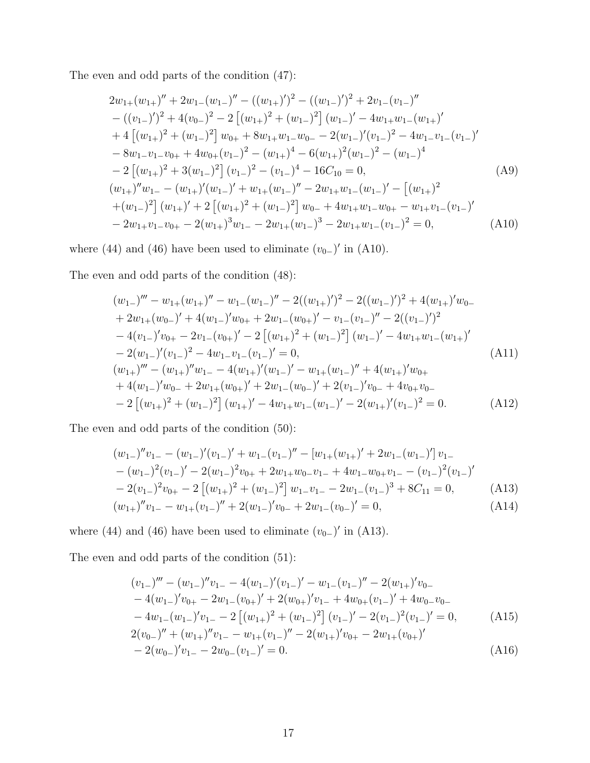The even and odd parts of the condition (47):

$$
\begin{aligned}
&2w_{1+}(w_{1+})'' + 2w_{1-}(w_{1-})'' - ((w_{1+})')^2 - ((w_{1-})')^2 + 2v_{1-}(v_{1-})'' \\
&- ((v_{1-})')^2 + 4(v_{0-})^2 - 2\left[(w_{1+})^2 + (w_{1-})^2\right](w_{1-})' - 4w_{1+}w_{1-}(w_{1+})' \\
&+ 4\left[(w_{1+})^2 + (w_{1-})^2\right]w_{0+} + 8w_{1+}w_{1-}w_{0-} - 2(w_{1-})'(v_{1-})^2 - 4w_{1-}v_{1-}(v_{1-})' \\
&- 8w_{1-}v_{1-}v_{0+} + 4w_{0+}(v_{1-})^2 - (w_{1+})^4 - 6(w_{1+})^2(w_{1-})^2 - (w_{1-})^4 \\
&- 2\left[(w_{1+})^2 + 3(w_{1-})^2\right](v_{1-})^2 - (v_{1-})^4 - 16C_{10} = 0, \qquad \text{(A9)} \\
&(w_{1+})''w_{1-} - (w_{1+})'(w_{1-})' + w_{1+}(w_{1-})'' - 2w_{1+}w_{1-}(w_{1-})' - \left[(w_{1+})^2\right. \\
&\left.+(w_{1-})^2\right](w_{1+})' + 2\left[(w_{1+})^2 + (w_{1-})^2\right]w_{0-} + 4w_{1+}w_{1-}w_{0+} - w_{1+}v_{1-}(v_{1-})' \\
&- 2w_{1+}v_{1-}v_{0+} - 2(w_{1+})^3w_{1-} - 2w_{1+}(w_{1-})^3 - 2w_{1+}w_{1-}(v_{1-})^2 = 0, \qquad \text{(A10)}
\end{aligned}
$$

where (44) and (46) have been used to eliminate $(v_{0-})'$ in (A10).

The even and odd parts of the condition (48):

$$
\begin{aligned}
&(w_{1-})''' - w_{1+}(w_{1+})'' - w_{1-}(w_{1-})'' - 2((w_{1+})')^2 - 2((w_{1-})')^2 + 4(w_{1+})'w_{0-} \\
&+ 2w_{1+}(w_{0-})' + 4(w_{1-})'w_{0+} + 2w_{1-}(w_{0+})' - v_{1-}(v_{1-})'' - 2((v_{1-})')^2 \\
&- 4(v_{1-})'v_{0+} - 2v_{1-}(v_{0+})' - 2\left[(w_{1+})^2 + (w_{1-})^2\right](w_{1-})' - 4w_{1+}w_{1-}(w_{1+})' \\
&- 2(w_{1-})'(v_{1-})^2 - 4w_{1-}v_{1-}(v_{1-})' = 0, \qquad \text{(A11)} \\
&(w_{1+})''' - (w_{1+})''w_{1-} - 4(w_{1+})'(w_{1-})' - w_{1+}(w_{1-})'' + 4(w_{1+})'w_{0+} \\
&+ 4(w_{1-})'w_{0-} + 2w_{1+}(w_{0+})' + 2w_{1-}(w_{0-})' + 2(v_{1-})'v_{0-} + 4v_{0+}v_{0-} \\
&- 2\left[(w_{1+})^2 + (w_{1-})^2\right](w_{1+})' - 4w_{1+}w_{1-}(w_{1-})' - 2(w_{1+})'(v_{1-})^2 = 0. \qquad \text{(A12)}
\end{aligned}
$$

The even and odd parts of the condition (50):

$$
\begin{aligned}
&(w_{1-})''v_{1-} - (w_{1-})'(v_{1-})' + w_{1-}(v_{1-})'' - \left[w_{1+}(w_{1+})' + 2w_{1-}(w_{1-})'\right]v_{1-} \\
&- (w_{1-})^2(v_{1-})' - 2(w_{1-})^2v_{0+} + 2w_{1+}w_{0-}v_{1-} + 4w_{1-}w_{0+}v_{1-} - (v_{1-})^2(v_{1-})' \\
&- 2(v_{1-})^2v_{0+} - 2\left[(w_{1+})^2 + (w_{1-})^2\right]w_{1-}v_{1-} - 2w_{1-}(v_{1-})^3 + 8C_{11} = 0, \qquad \text{(A13)} \\
&(w_{1+})''v_{1-} - w_{1+}(v_{1-})'' + 2(w_{1-})'v_{0-} + 2w_{1-}(v_{0-})' = 0, \qquad \text{(A14)}
\end{aligned}
$$

where (44) and (46) have been used to eliminate $(v_{0-})'$ in (A13).

The even and odd parts of the condition (51):

$$
\begin{aligned}
&(v_{1-})''' - (w_{1-})''v_{1-} - 4(w_{1-})'(v_{1-})' - w_{1-}(v_{1-})'' - 2(w_{1+})'v_{0-} \\
&- 4(w_{1-})'v_{0+} - 2w_{1-}(v_{0+})' + 2(w_{0+})'v_{1-} + 4w_{0+}(v_{1-})' + 4w_{0-}v_{0-} \\
&- 4w_{1-}(w_{1-})'v_{1-} - 2\left[(w_{1+})^2 + (w_{1-})^2\right](v_{1-})' - 2(v_{1-})^2(v_{1-})' = 0, \qquad \text{(A15)} \\
&2(v_{0-})'' + (w_{1+})''v_{1-} - w_{1+}(v_{1-})'' - 2(w_{1+})'v_{0+} - 2w_{1+}(v_{0+})' \\
&- 2(w_{0-})'v_{1-} - 2w_{0-}(v_{1-})' = 0. \qquad \text{(A16)}
\end{aligned}
$$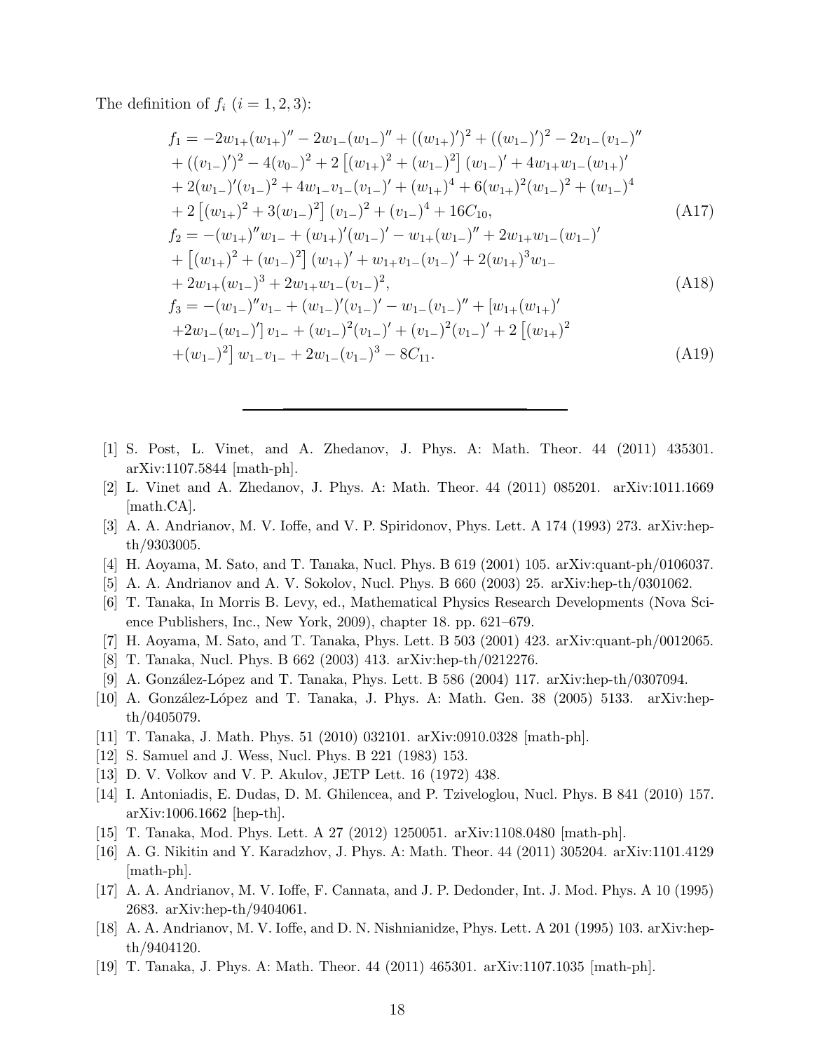The definition of $f_i$ $(i = 1, 2, 3)$:

$$
\begin{aligned}
f_1 = {}& -2w_{1+}(w_{1+})'' - 2w_{1-}(w_{1-})'' + ((w_{1+})')^2 + ((w_{1-})')^2 - 2v_{1-}(v_{1-})'' \\
&+ ((v_{1-})')^2 - 4(v_{0-})^2 + 2\left[(w_{1+})^2 + (w_{1-})^2\right](w_{1-})' + 4w_{1+}w_{1-}(w_{1+})' \\
&+ 2(w_{1-})'(v_{1-})^2 + 4w_{1-}v_{1-}(v_{1-})' + (w_{1+})^4 + 6(w_{1+})^2(w_{1-})^2 + (w_{1-})^4 \\
&+ 2\left[(w_{1+})^2 + 3(w_{1-})^2\right](v_{1-})^2 + (v_{1-})^4 + 16C_{10},
\end{aligned}
\tag{A17}
$$

$$
\begin{aligned}
f_2 = {}& -(w_{1+})''w_{1-} + (w_{1+})'(w_{1-})' - w_{1+}(w_{1-})'' + 2w_{1+}w_{1-}(w_{1-})' \\
&+ \left[(w_{1+})^2 + (w_{1-})^2\right](w_{1+})' + w_{1+}v_{1-}(v_{1-})' + 2(w_{1+})^3 w_{1-} \\
&+ 2w_{1+}(w_{1-})^3 + 2w_{1+}w_{1-}(v_{1-})^2,
\end{aligned}
\tag{A18}
$$

$$
\begin{aligned}
f_3 = {}& -(w_{1-})''v_{1-} + (w_{1-})'(v_{1-})' - w_{1-}(v_{1-})'' + [w_{1+}(w_{1+})' \\
&+ 2w_{1-}(w_{1-})']\,v_{1-} + (w_{1-})^2(v_{1-})' + (v_{1-})^2(v_{1-})' + 2\left[(w_{1+})^2\right. \\
&\left. + (w_{1-})^2\right] w_{1-}v_{1-} + 2w_{1-}(v_{1-})^3 - 8C_{11}.
\end{aligned}
\tag{A19}
$$

---

[1] S. Post, L. Vinet, and A. Zhedanov, J. Phys. A: Math. Theor. 44 (2011) 435301. arXiv:1107.5844 [math-ph].

[2] L. Vinet and A. Zhedanov, J. Phys. A: Math. Theor. 44 (2011) 085201. arXiv:1011.1669 [math.CA].

[3] A. A. Andrianov, M. V. Ioffe, and V. P. Spiridonov, Phys. Lett. A 174 (1993) 273. arXiv:hep-th/9303005.

[4] H. Aoyama, M. Sato, and T. Tanaka, Nucl. Phys. B 619 (2001) 105. arXiv:quant-ph/0106037.

[5] A. A. Andrianov and A. V. Sokolov, Nucl. Phys. B 660 (2003) 25. arXiv:hep-th/0301062.

[6] T. Tanaka, In Morris B. Levy, ed., Mathematical Physics Research Developments (Nova Science Publishers, Inc., New York, 2009), chapter 18. pp. 621–679.

[7] H. Aoyama, M. Sato, and T. Tanaka, Phys. Lett. B 503 (2001) 423. arXiv:quant-ph/0012065.

[8] T. Tanaka, Nucl. Phys. B 662 (2003) 413. arXiv:hep-th/0212276.

[9] A. González-López and T. Tanaka, Phys. Lett. B 586 (2004) 117. arXiv:hep-th/0307094.

[10] A. González-López and T. Tanaka, J. Phys. A: Math. Gen. 38 (2005) 5133. arXiv:hep-th/0405079.

[11] T. Tanaka, J. Math. Phys. 51 (2010) 032101. arXiv:0910.0328 [math-ph].

[12] S. Samuel and J. Wess, Nucl. Phys. B 221 (1983) 153.

[13] D. V. Volkov and V. P. Akulov, JETP Lett. 16 (1972) 438.

[14] I. Antoniadis, E. Dudas, D. M. Ghilencea, and P. Tziveloglou, Nucl. Phys. B 841 (2010) 157. arXiv:1006.1662 [hep-th].

[15] T. Tanaka, Mod. Phys. Lett. A 27 (2012) 1250051. arXiv:1108.0480 [math-ph].

[16] A. G. Nikitin and Y. Karadzhov, J. Phys. A: Math. Theor. 44 (2011) 305204. arXiv:1101.4129 [math-ph].

[17] A. A. Andrianov, M. V. Ioffe, F. Cannata, and J. P. Dedonder, Int. J. Mod. Phys. A 10 (1995) 2683. arXiv:hep-th/9404061.

[18] A. A. Andrianov, M. V. Ioffe, and D. N. Nishnianidze, Phys. Lett. A 201 (1995) 103. arXiv:hep-th/9404120.

[19] T. Tanaka, J. Phys. A: Math. Theor. 44 (2011) 465301. arXiv:1107.1035 [math-ph].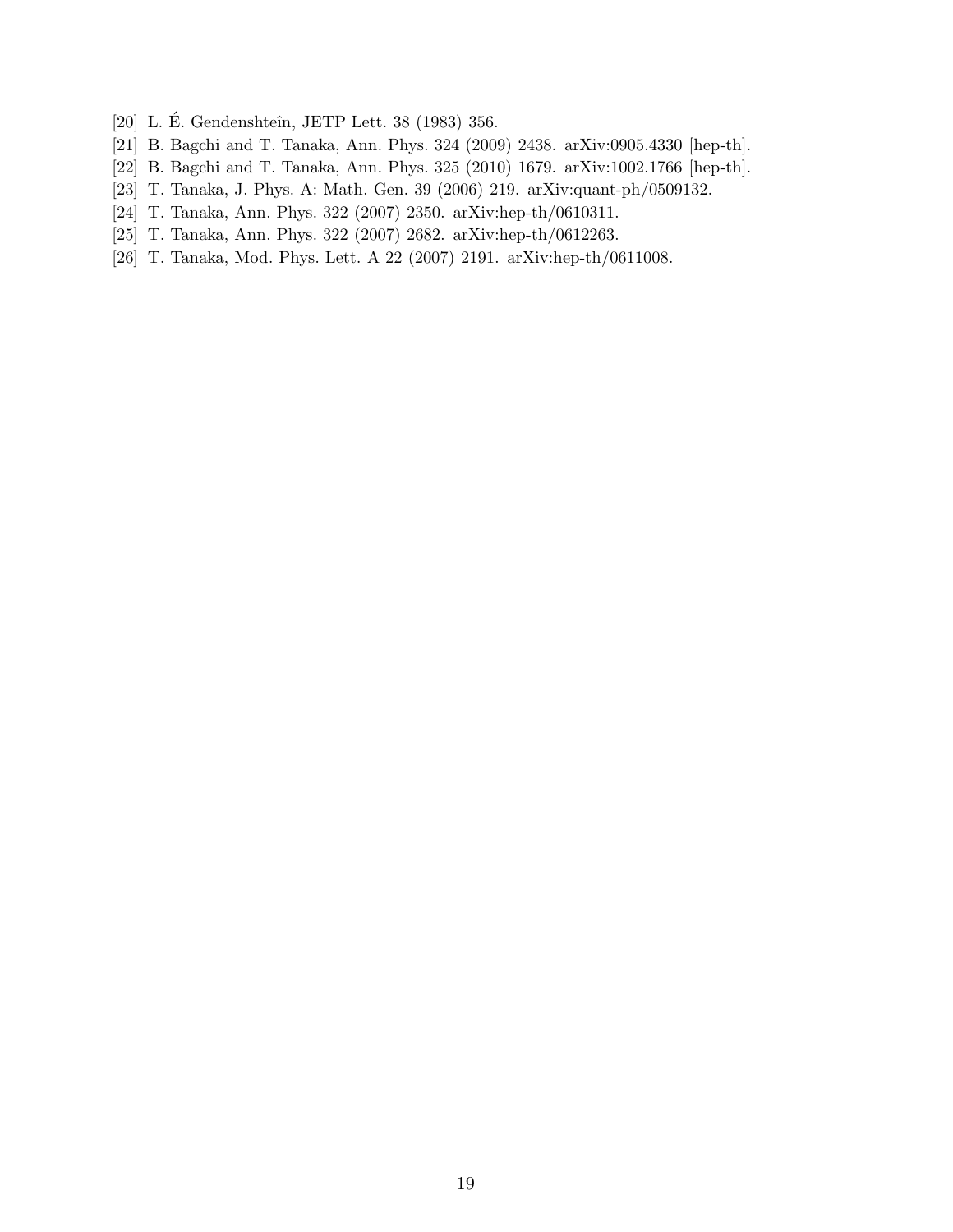[20] L. É. Gendenshteîn, JETP Lett. 38 (1983) 356.

[21] B. Bagchi and T. Tanaka, Ann. Phys. 324 (2009) 2438. arXiv:0905.4330 [hep-th].

[22] B. Bagchi and T. Tanaka, Ann. Phys. 325 (2010) 1679. arXiv:1002.1766 [hep-th].

[23] T. Tanaka, J. Phys. A: Math. Gen. 39 (2006) 219. arXiv:quant-ph/0509132.

[24] T. Tanaka, Ann. Phys. 322 (2007) 2350. arXiv:hep-th/0610311.

[25] T. Tanaka, Ann. Phys. 322 (2007) 2682. arXiv:hep-th/0612263.

[26] T. Tanaka, Mod. Phys. Lett. A 22 (2007) 2191. arXiv:hep-th/0611008.